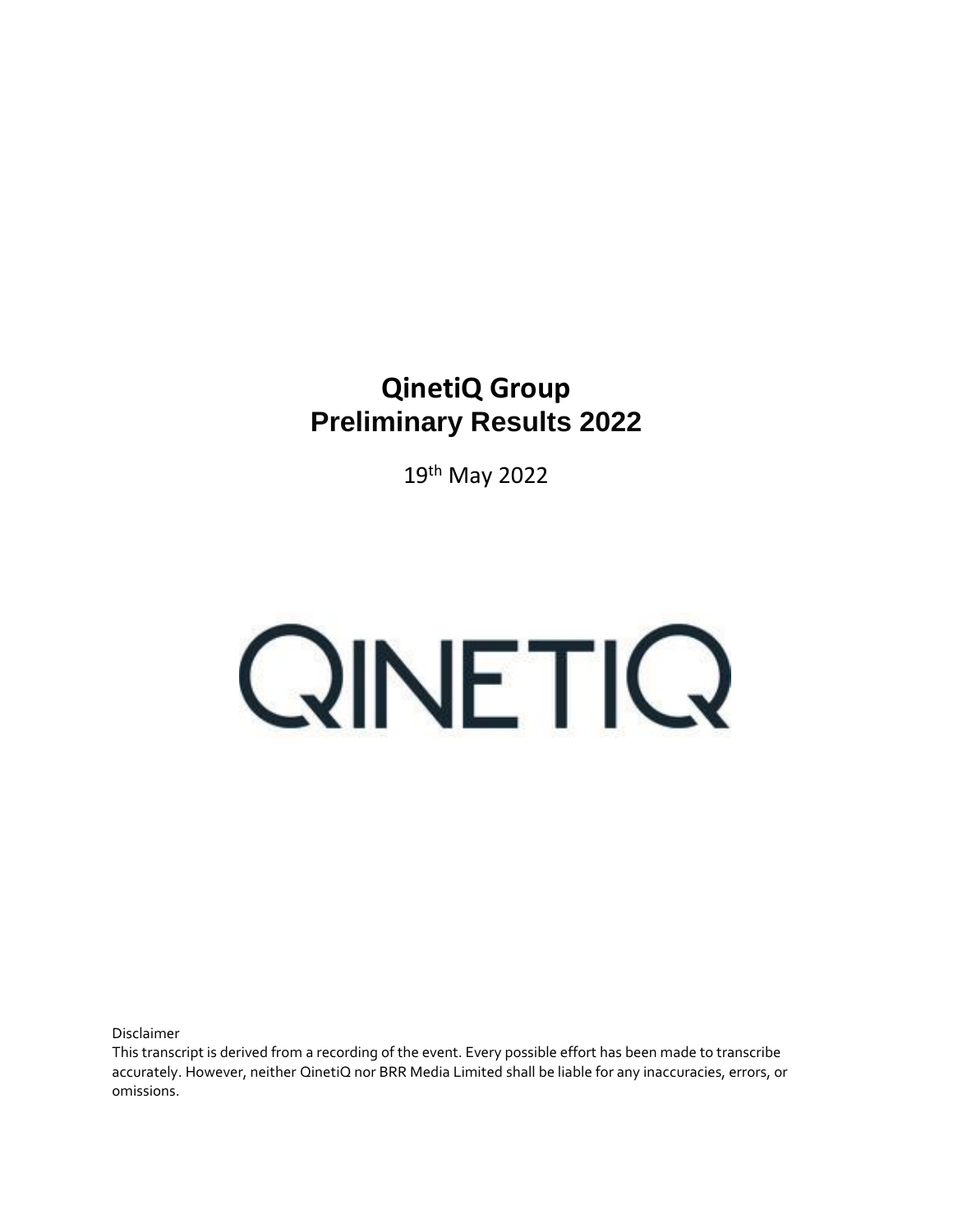# QinetiQ Group
# Preliminary Results 2022

19th May 2022

QINETIQ

Disclaimer

This transcript is derived from a recording of the event. Every possible effort has been made to transcribe accurately. However, neither QinetiQ nor BRR Media Limited shall be liable for any inaccuracies, errors, or omissions.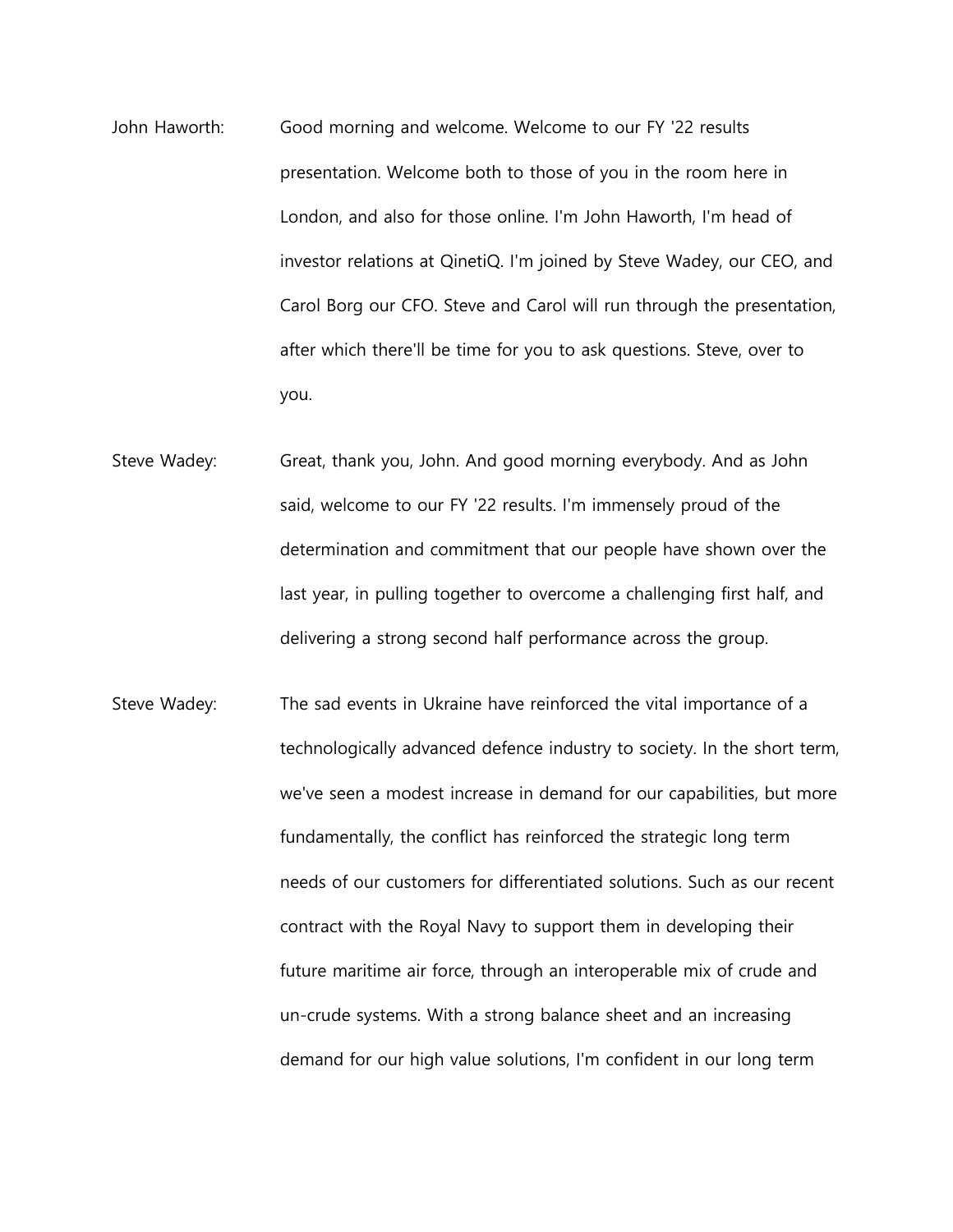John Haworth: Good morning and welcome. Welcome to our FY '22 results presentation. Welcome both to those of you in the room here in London, and also for those online. I'm John Haworth, I'm head of investor relations at QinetiQ. I'm joined by Steve Wadey, our CEO, and Carol Borg our CFO. Steve and Carol will run through the presentation, after which there'll be time for you to ask questions. Steve, over to you.

Steve Wadey: Great, thank you, John. And good morning everybody. And as John said, welcome to our FY '22 results. I'm immensely proud of the determination and commitment that our people have shown over the last year, in pulling together to overcome a challenging first half, and delivering a strong second half performance across the group.

Steve Wadey: The sad events in Ukraine have reinforced the vital importance of a technologically advanced defence industry to society. In the short term, we've seen a modest increase in demand for our capabilities, but more fundamentally, the conflict has reinforced the strategic long term needs of our customers for differentiated solutions. Such as our recent contract with the Royal Navy to support them in developing their future maritime air force, through an interoperable mix of crude and un-crude systems. With a strong balance sheet and an increasing demand for our high value solutions, I'm confident in our long term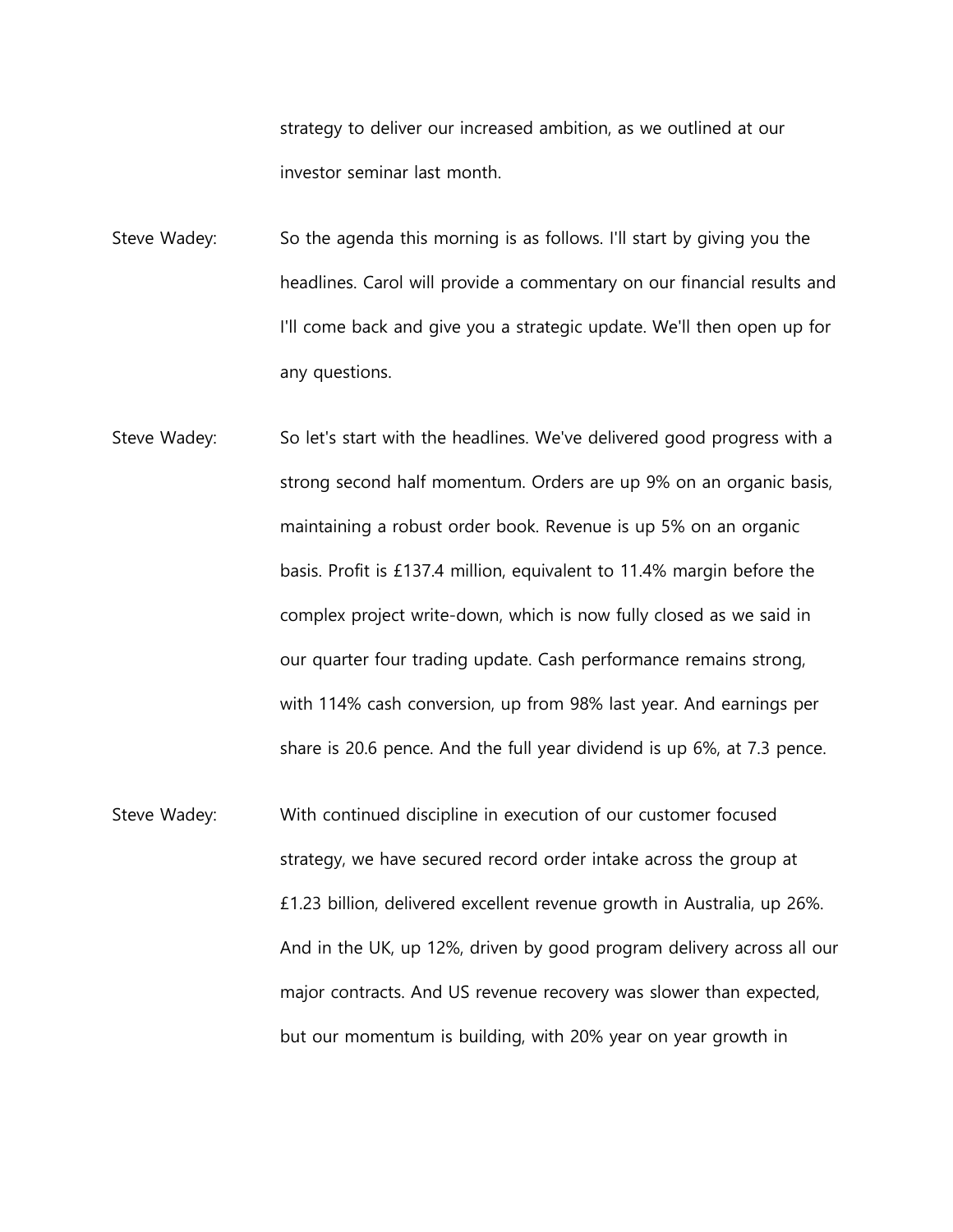strategy to deliver our increased ambition, as we outlined at our investor seminar last month.

Steve Wadey: So the agenda this morning is as follows. I'll start by giving you the headlines. Carol will provide a commentary on our financial results and I'll come back and give you a strategic update. We'll then open up for any questions.

Steve Wadey: So let's start with the headlines. We've delivered good progress with a strong second half momentum. Orders are up 9% on an organic basis, maintaining a robust order book. Revenue is up 5% on an organic basis. Profit is £137.4 million, equivalent to 11.4% margin before the complex project write-down, which is now fully closed as we said in our quarter four trading update. Cash performance remains strong, with 114% cash conversion, up from 98% last year. And earnings per share is 20.6 pence. And the full year dividend is up 6%, at 7.3 pence.

Steve Wadey: With continued discipline in execution of our customer focused strategy, we have secured record order intake across the group at £1.23 billion, delivered excellent revenue growth in Australia, up 26%. And in the UK, up 12%, driven by good program delivery across all our major contracts. And US revenue recovery was slower than expected, but our momentum is building, with 20% year on year growth in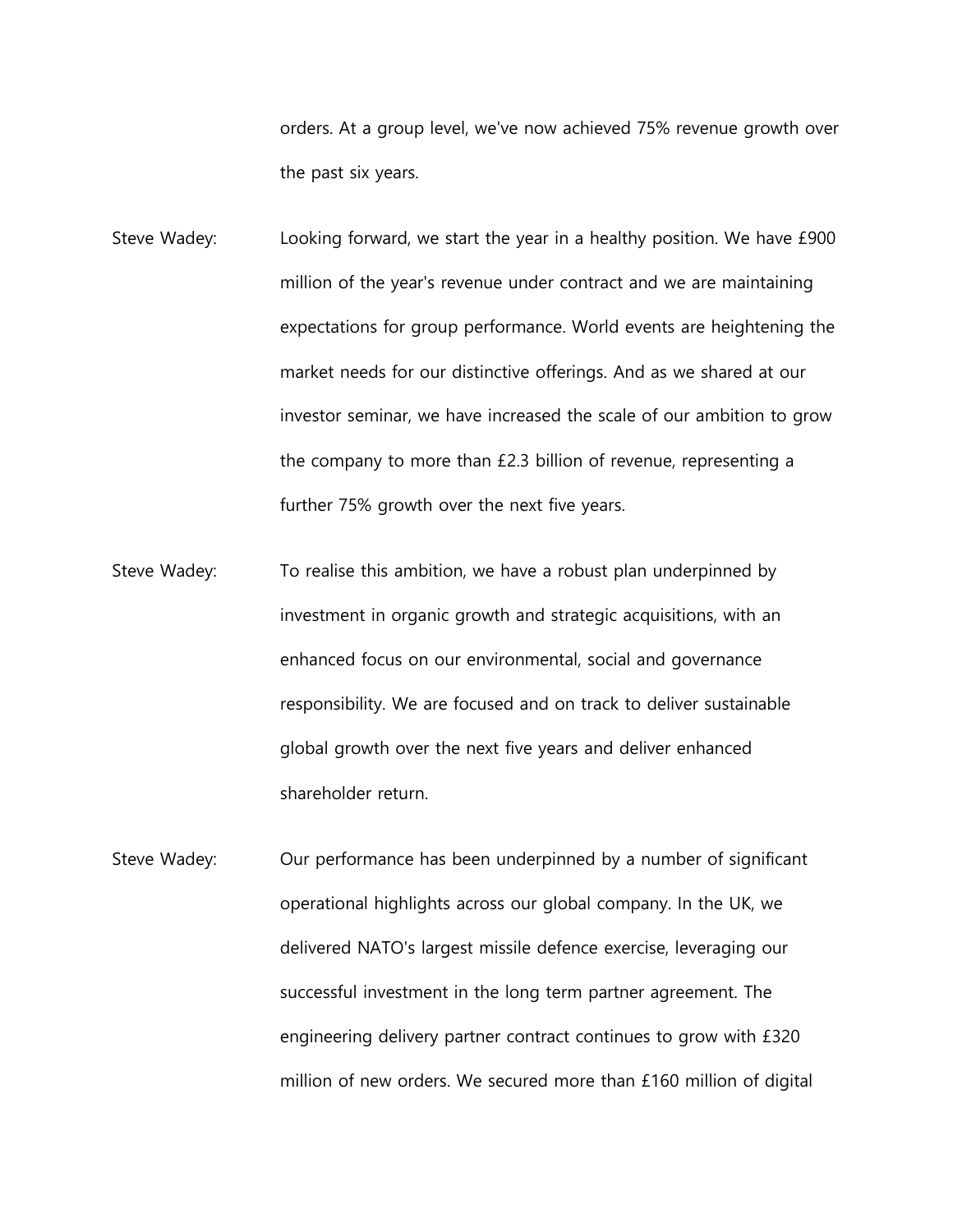orders. At a group level, we've now achieved 75% revenue growth over the past six years.

Steve Wadey: Looking forward, we start the year in a healthy position. We have £900 million of the year's revenue under contract and we are maintaining expectations for group performance. World events are heightening the market needs for our distinctive offerings. And as we shared at our investor seminar, we have increased the scale of our ambition to grow the company to more than £2.3 billion of revenue, representing a further 75% growth over the next five years.

Steve Wadey: To realise this ambition, we have a robust plan underpinned by investment in organic growth and strategic acquisitions, with an enhanced focus on our environmental, social and governance responsibility. We are focused and on track to deliver sustainable global growth over the next five years and deliver enhanced shareholder return.

Steve Wadey: Our performance has been underpinned by a number of significant operational highlights across our global company. In the UK, we delivered NATO's largest missile defence exercise, leveraging our successful investment in the long term partner agreement. The engineering delivery partner contract continues to grow with £320 million of new orders. We secured more than £160 million of digital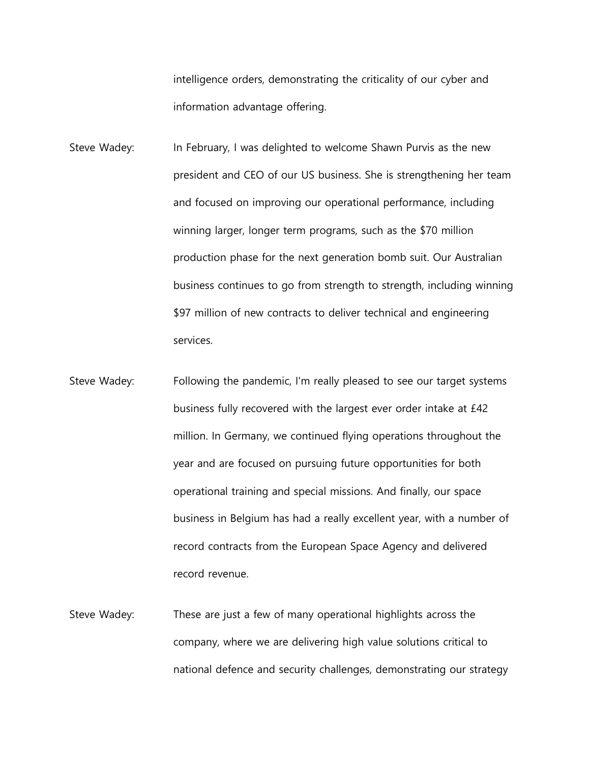intelligence orders, demonstrating the criticality of our cyber and information advantage offering.

Steve Wadey: In February, I was delighted to welcome Shawn Purvis as the new president and CEO of our US business. She is strengthening her team and focused on improving our operational performance, including winning larger, longer term programs, such as the $70 million production phase for the next generation bomb suit. Our Australian business continues to go from strength to strength, including winning $97 million of new contracts to deliver technical and engineering services.

Steve Wadey: Following the pandemic, I'm really pleased to see our target systems business fully recovered with the largest ever order intake at £42 million. In Germany, we continued flying operations throughout the year and are focused on pursuing future opportunities for both operational training and special missions. And finally, our space business in Belgium has had a really excellent year, with a number of record contracts from the European Space Agency and delivered record revenue.

Steve Wadey: These are just a few of many operational highlights across the company, where we are delivering high value solutions critical to national defence and security challenges, demonstrating our strategy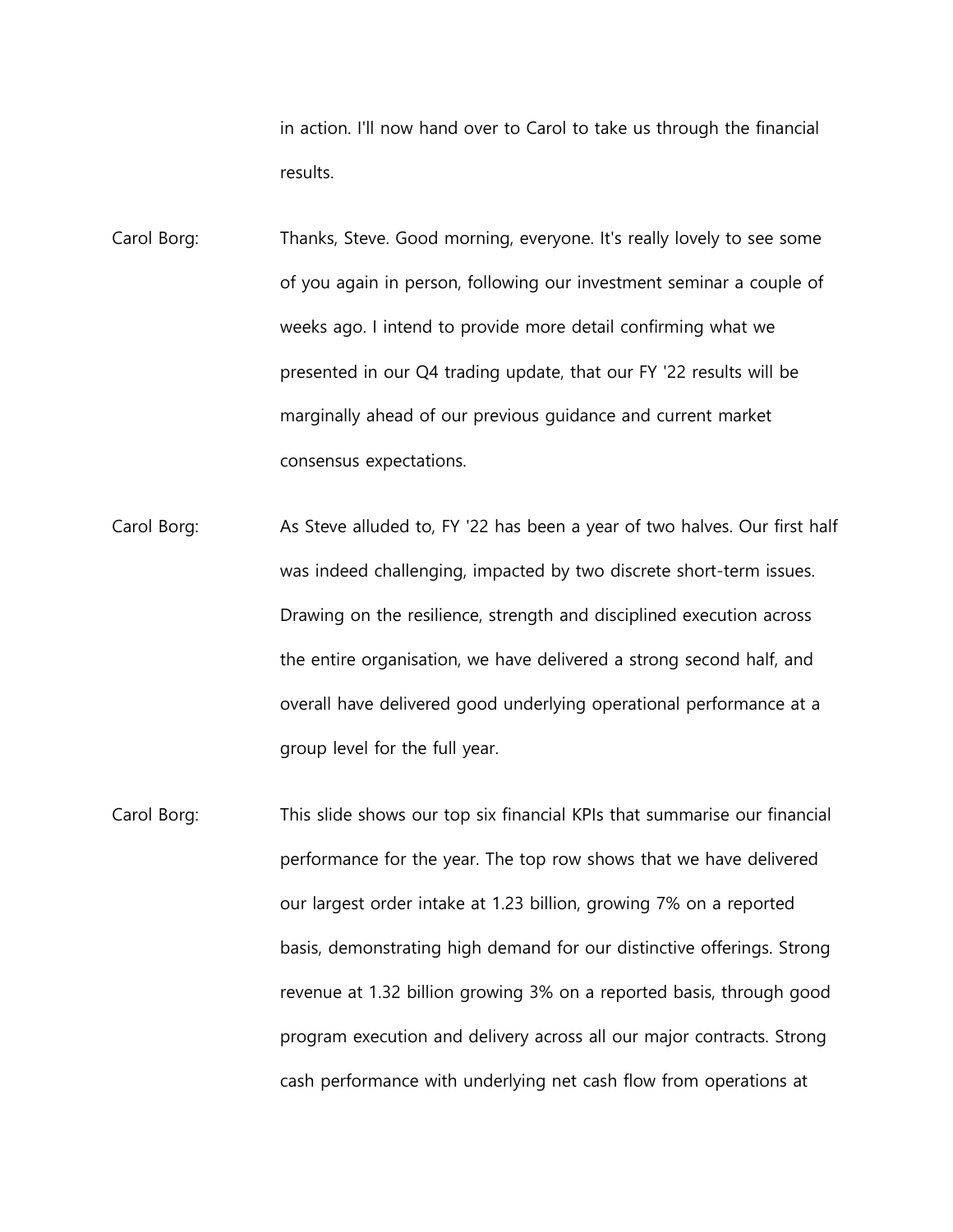in action. I'll now hand over to Carol to take us through the financial results.

Carol Borg: Thanks, Steve. Good morning, everyone. It's really lovely to see some of you again in person, following our investment seminar a couple of weeks ago. I intend to provide more detail confirming what we presented in our Q4 trading update, that our FY '22 results will be marginally ahead of our previous guidance and current market consensus expectations.

Carol Borg: As Steve alluded to, FY '22 has been a year of two halves. Our first half was indeed challenging, impacted by two discrete short-term issues. Drawing on the resilience, strength and disciplined execution across the entire organisation, we have delivered a strong second half, and overall have delivered good underlying operational performance at a group level for the full year.

Carol Borg: This slide shows our top six financial KPIs that summarise our financial performance for the year. The top row shows that we have delivered our largest order intake at 1.23 billion, growing 7% on a reported basis, demonstrating high demand for our distinctive offerings. Strong revenue at 1.32 billion growing 3% on a reported basis, through good program execution and delivery across all our major contracts. Strong cash performance with underlying net cash flow from operations at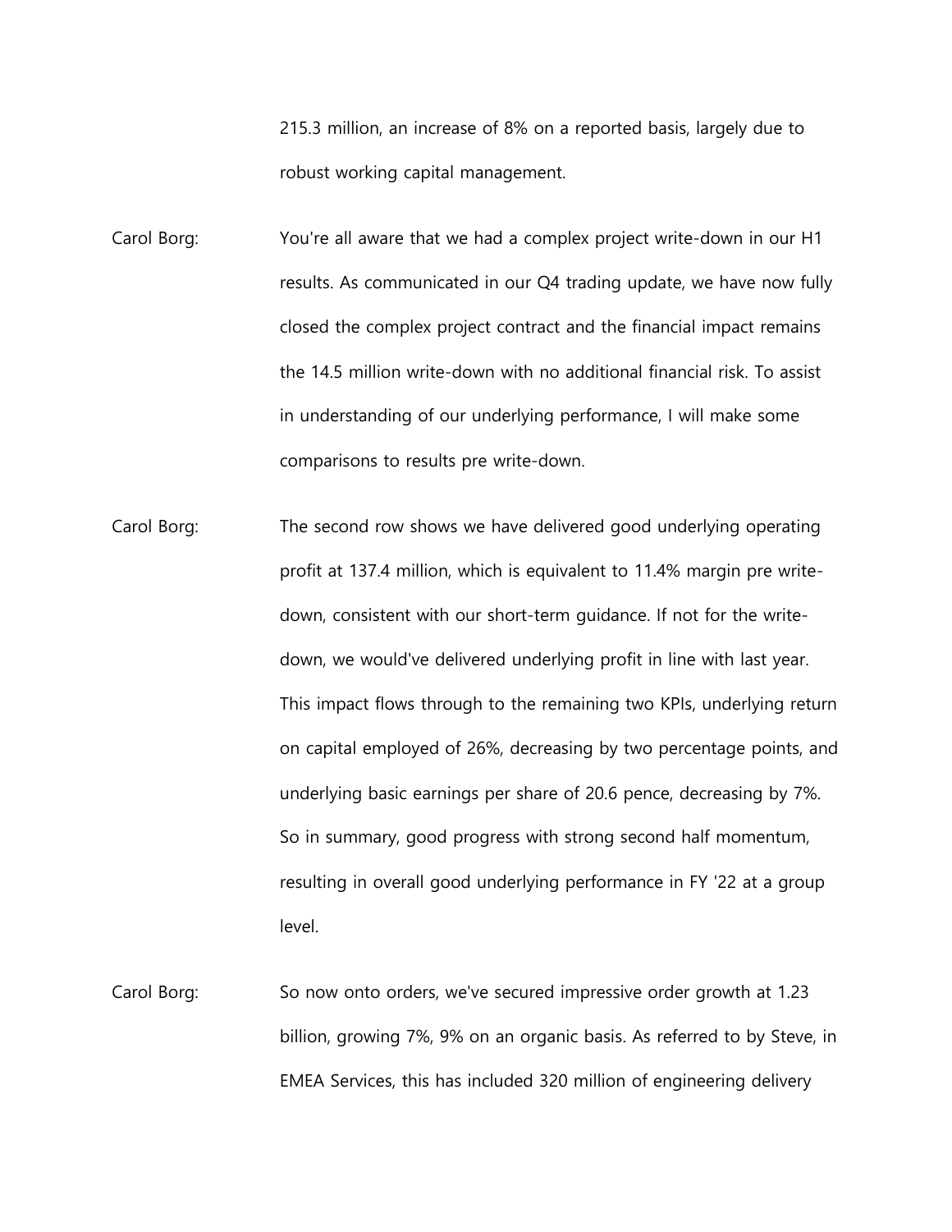215.3 million, an increase of 8% on a reported basis, largely due to robust working capital management.

Carol Borg: You're all aware that we had a complex project write-down in our H1 results. As communicated in our Q4 trading update, we have now fully closed the complex project contract and the financial impact remains the 14.5 million write-down with no additional financial risk. To assist in understanding of our underlying performance, I will make some comparisons to results pre write-down.

Carol Borg: The second row shows we have delivered good underlying operating profit at 137.4 million, which is equivalent to 11.4% margin pre write-down, consistent with our short-term guidance. If not for the write-down, we would've delivered underlying profit in line with last year. This impact flows through to the remaining two KPIs, underlying return on capital employed of 26%, decreasing by two percentage points, and underlying basic earnings per share of 20.6 pence, decreasing by 7%. So in summary, good progress with strong second half momentum, resulting in overall good underlying performance in FY '22 at a group level.

Carol Borg: So now onto orders, we've secured impressive order growth at 1.23 billion, growing 7%, 9% on an organic basis. As referred to by Steve, in EMEA Services, this has included 320 million of engineering delivery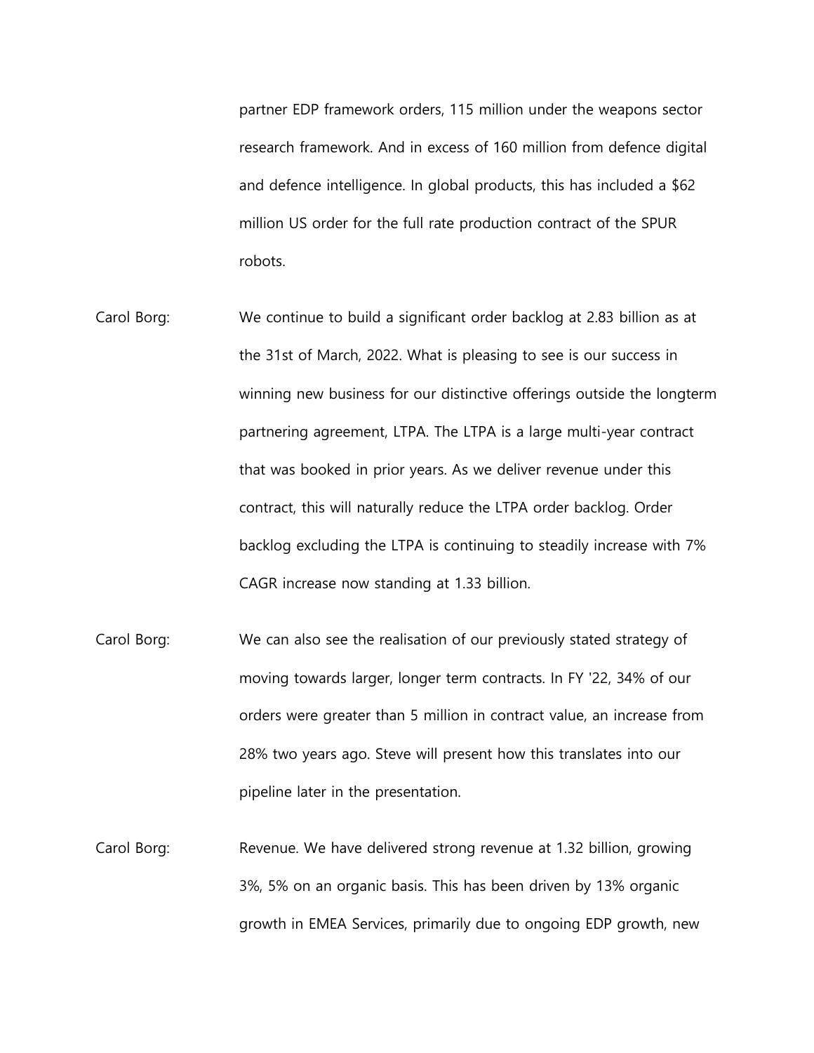partner EDP framework orders, 115 million under the weapons sector research framework. And in excess of 160 million from defence digital and defence intelligence. In global products, this has included a $62 million US order for the full rate production contract of the SPUR robots.

Carol Borg: We continue to build a significant order backlog at 2.83 billion as at the 31st of March, 2022. What is pleasing to see is our success in winning new business for our distinctive offerings outside the longterm partnering agreement, LTPA. The LTPA is a large multi-year contract that was booked in prior years. As we deliver revenue under this contract, this will naturally reduce the LTPA order backlog. Order backlog excluding the LTPA is continuing to steadily increase with 7% CAGR increase now standing at 1.33 billion.

Carol Borg: We can also see the realisation of our previously stated strategy of moving towards larger, longer term contracts. In FY '22, 34% of our orders were greater than 5 million in contract value, an increase from 28% two years ago. Steve will present how this translates into our pipeline later in the presentation.

Carol Borg: Revenue. We have delivered strong revenue at 1.32 billion, growing 3%, 5% on an organic basis. This has been driven by 13% organic growth in EMEA Services, primarily due to ongoing EDP growth, new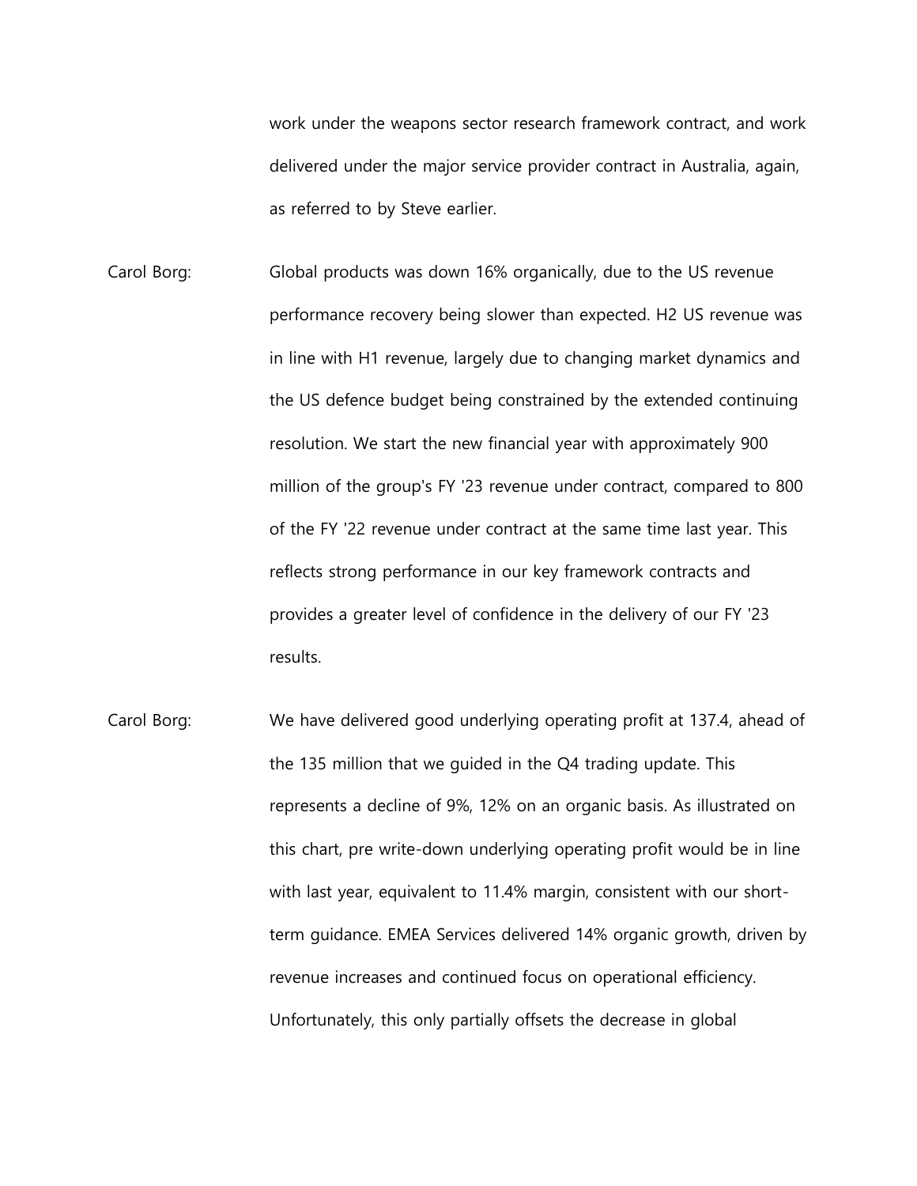work under the weapons sector research framework contract, and work delivered under the major service provider contract in Australia, again, as referred to by Steve earlier.

Carol Borg: Global products was down 16% organically, due to the US revenue performance recovery being slower than expected. H2 US revenue was in line with H1 revenue, largely due to changing market dynamics and the US defence budget being constrained by the extended continuing resolution. We start the new financial year with approximately 900 million of the group's FY '23 revenue under contract, compared to 800 of the FY '22 revenue under contract at the same time last year. This reflects strong performance in our key framework contracts and provides a greater level of confidence in the delivery of our FY '23 results.

Carol Borg: We have delivered good underlying operating profit at 137.4, ahead of the 135 million that we guided in the Q4 trading update. This represents a decline of 9%, 12% on an organic basis. As illustrated on this chart, pre write-down underlying operating profit would be in line with last year, equivalent to 11.4% margin, consistent with our short-term guidance. EMEA Services delivered 14% organic growth, driven by revenue increases and continued focus on operational efficiency. Unfortunately, this only partially offsets the decrease in global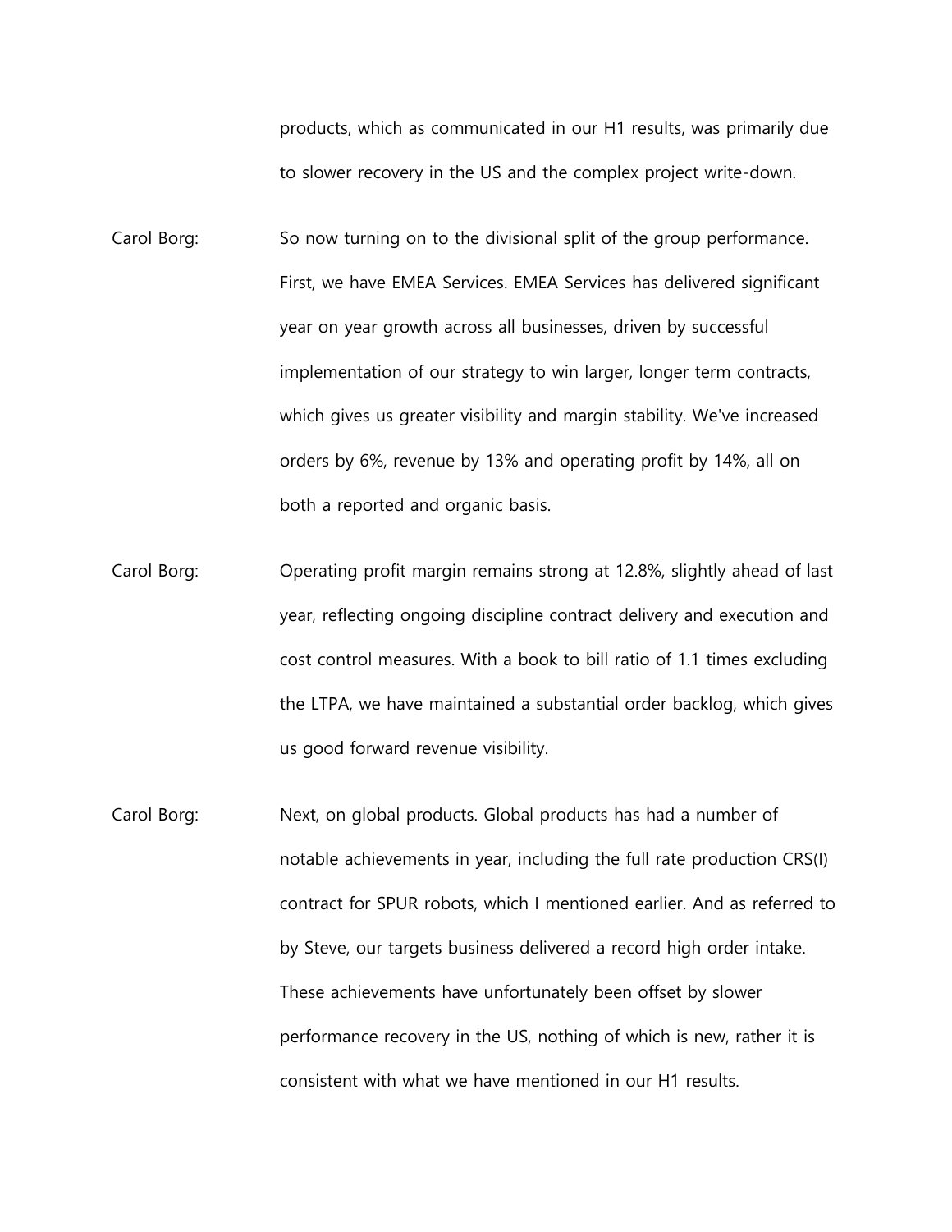products, which as communicated in our H1 results, was primarily due to slower recovery in the US and the complex project write-down.

Carol Borg: So now turning on to the divisional split of the group performance. First, we have EMEA Services. EMEA Services has delivered significant year on year growth across all businesses, driven by successful implementation of our strategy to win larger, longer term contracts, which gives us greater visibility and margin stability. We've increased orders by 6%, revenue by 13% and operating profit by 14%, all on both a reported and organic basis.

Carol Borg: Operating profit margin remains strong at 12.8%, slightly ahead of last year, reflecting ongoing discipline contract delivery and execution and cost control measures. With a book to bill ratio of 1.1 times excluding the LTPA, we have maintained a substantial order backlog, which gives us good forward revenue visibility.

Carol Borg: Next, on global products. Global products has had a number of notable achievements in year, including the full rate production CRS(I) contract for SPUR robots, which I mentioned earlier. And as referred to by Steve, our targets business delivered a record high order intake. These achievements have unfortunately been offset by slower performance recovery in the US, nothing of which is new, rather it is consistent with what we have mentioned in our H1 results.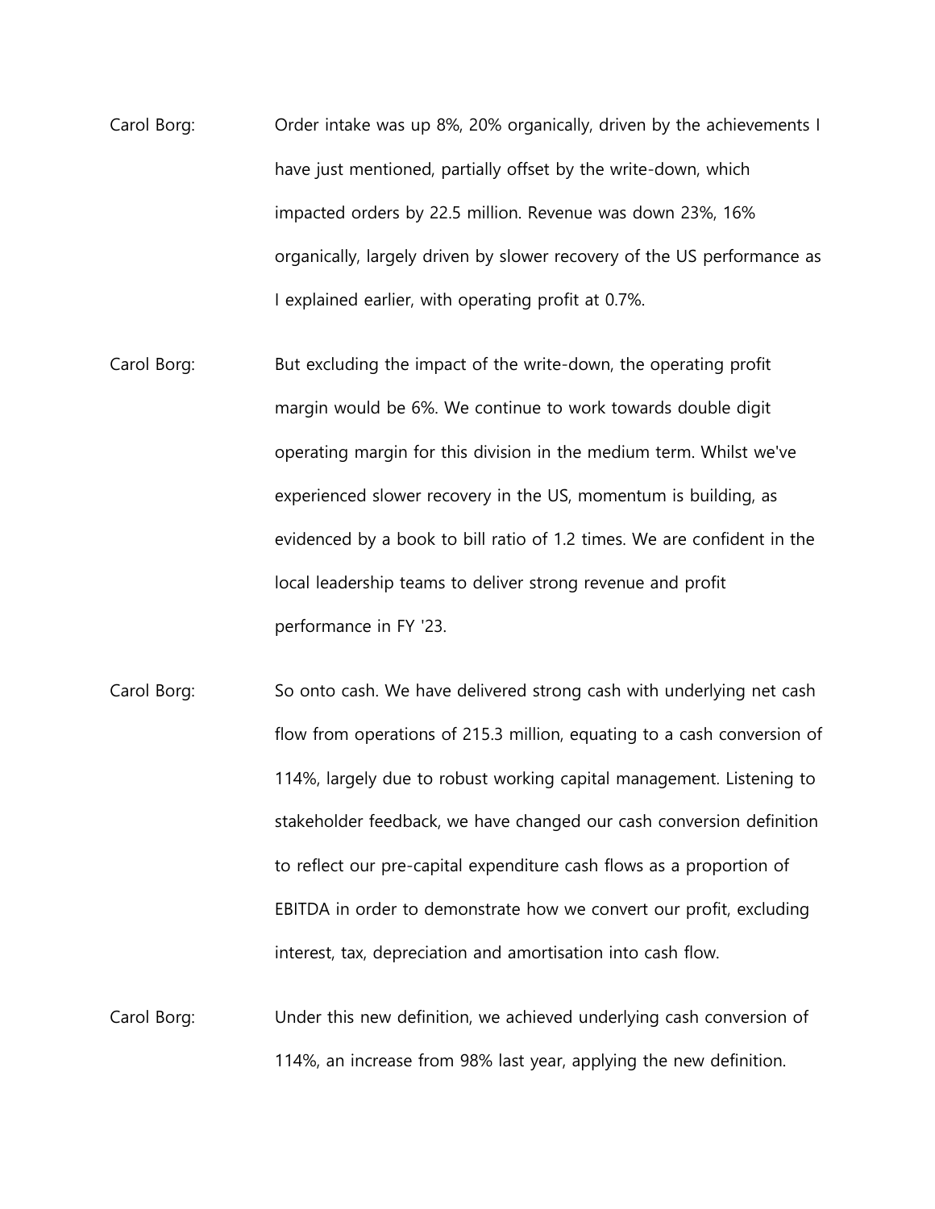Carol Borg: Order intake was up 8%, 20% organically, driven by the achievements I have just mentioned, partially offset by the write-down, which impacted orders by 22.5 million. Revenue was down 23%, 16% organically, largely driven by slower recovery of the US performance as I explained earlier, with operating profit at 0.7%.

Carol Borg: But excluding the impact of the write-down, the operating profit margin would be 6%. We continue to work towards double digit operating margin for this division in the medium term. Whilst we've experienced slower recovery in the US, momentum is building, as evidenced by a book to bill ratio of 1.2 times. We are confident in the local leadership teams to deliver strong revenue and profit performance in FY '23.

Carol Borg: So onto cash. We have delivered strong cash with underlying net cash flow from operations of 215.3 million, equating to a cash conversion of 114%, largely due to robust working capital management. Listening to stakeholder feedback, we have changed our cash conversion definition to reflect our pre-capital expenditure cash flows as a proportion of EBITDA in order to demonstrate how we convert our profit, excluding interest, tax, depreciation and amortisation into cash flow.

Carol Borg: Under this new definition, we achieved underlying cash conversion of 114%, an increase from 98% last year, applying the new definition.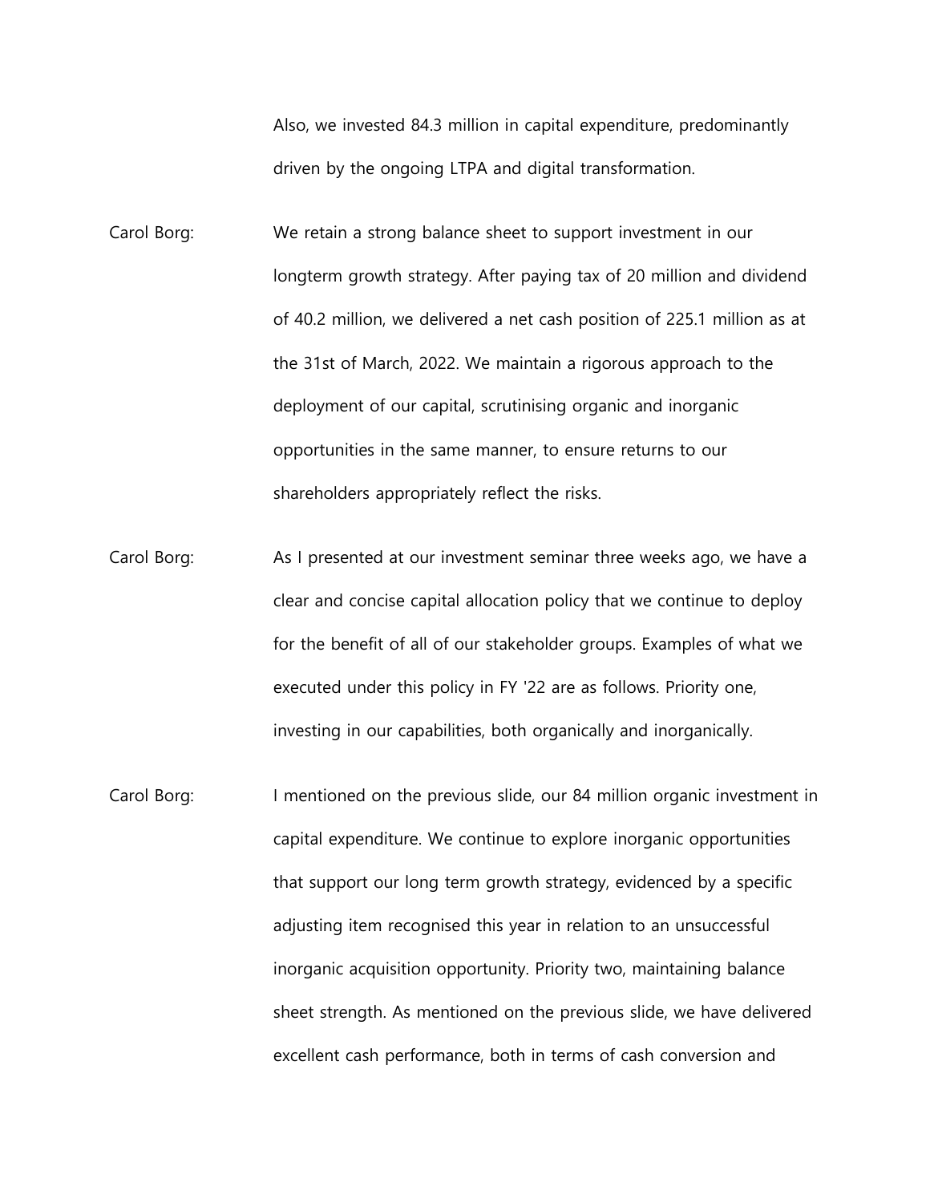Also, we invested 84.3 million in capital expenditure, predominantly driven by the ongoing LTPA and digital transformation.

Carol Borg: We retain a strong balance sheet to support investment in our longterm growth strategy. After paying tax of 20 million and dividend of 40.2 million, we delivered a net cash position of 225.1 million as at the 31st of March, 2022. We maintain a rigorous approach to the deployment of our capital, scrutinising organic and inorganic opportunities in the same manner, to ensure returns to our shareholders appropriately reflect the risks.

Carol Borg: As I presented at our investment seminar three weeks ago, we have a clear and concise capital allocation policy that we continue to deploy for the benefit of all of our stakeholder groups. Examples of what we executed under this policy in FY '22 are as follows. Priority one, investing in our capabilities, both organically and inorganically.

Carol Borg: I mentioned on the previous slide, our 84 million organic investment in capital expenditure. We continue to explore inorganic opportunities that support our long term growth strategy, evidenced by a specific adjusting item recognised this year in relation to an unsuccessful inorganic acquisition opportunity. Priority two, maintaining balance sheet strength. As mentioned on the previous slide, we have delivered excellent cash performance, both in terms of cash conversion and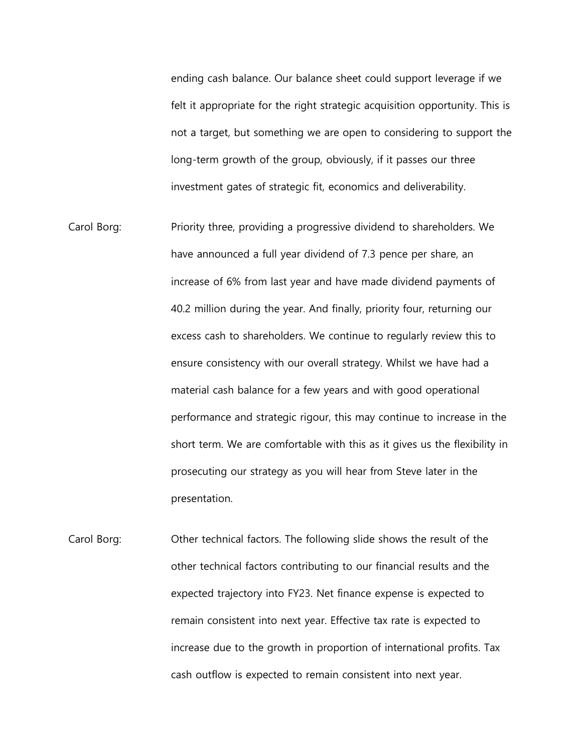ending cash balance. Our balance sheet could support leverage if we felt it appropriate for the right strategic acquisition opportunity. This is not a target, but something we are open to considering to support the long-term growth of the group, obviously, if it passes our three investment gates of strategic fit, economics and deliverability.

Carol Borg: Priority three, providing a progressive dividend to shareholders. We have announced a full year dividend of 7.3 pence per share, an increase of 6% from last year and have made dividend payments of 40.2 million during the year. And finally, priority four, returning our excess cash to shareholders. We continue to regularly review this to ensure consistency with our overall strategy. Whilst we have had a material cash balance for a few years and with good operational performance and strategic rigour, this may continue to increase in the short term. We are comfortable with this as it gives us the flexibility in prosecuting our strategy as you will hear from Steve later in the presentation.

Carol Borg: Other technical factors. The following slide shows the result of the other technical factors contributing to our financial results and the expected trajectory into FY23. Net finance expense is expected to remain consistent into next year. Effective tax rate is expected to increase due to the growth in proportion of international profits. Tax cash outflow is expected to remain consistent into next year.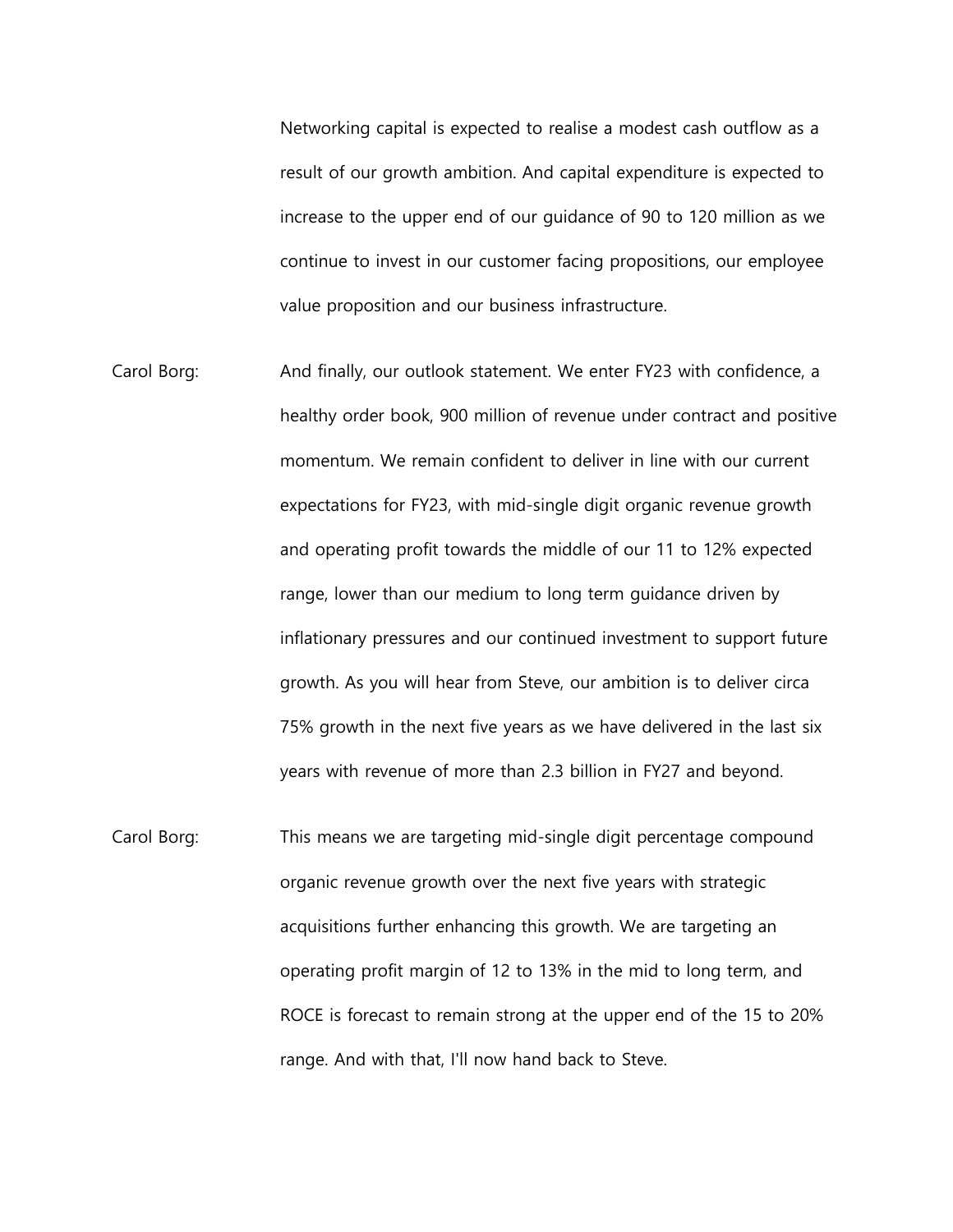Networking capital is expected to realise a modest cash outflow as a result of our growth ambition. And capital expenditure is expected to increase to the upper end of our guidance of 90 to 120 million as we continue to invest in our customer facing propositions, our employee value proposition and our business infrastructure.

Carol Borg: And finally, our outlook statement. We enter FY23 with confidence, a healthy order book, 900 million of revenue under contract and positive momentum. We remain confident to deliver in line with our current expectations for FY23, with mid-single digit organic revenue growth and operating profit towards the middle of our 11 to 12% expected range, lower than our medium to long term guidance driven by inflationary pressures and our continued investment to support future growth. As you will hear from Steve, our ambition is to deliver circa 75% growth in the next five years as we have delivered in the last six years with revenue of more than 2.3 billion in FY27 and beyond.

Carol Borg: This means we are targeting mid-single digit percentage compound organic revenue growth over the next five years with strategic acquisitions further enhancing this growth. We are targeting an operating profit margin of 12 to 13% in the mid to long term, and ROCE is forecast to remain strong at the upper end of the 15 to 20% range. And with that, I'll now hand back to Steve.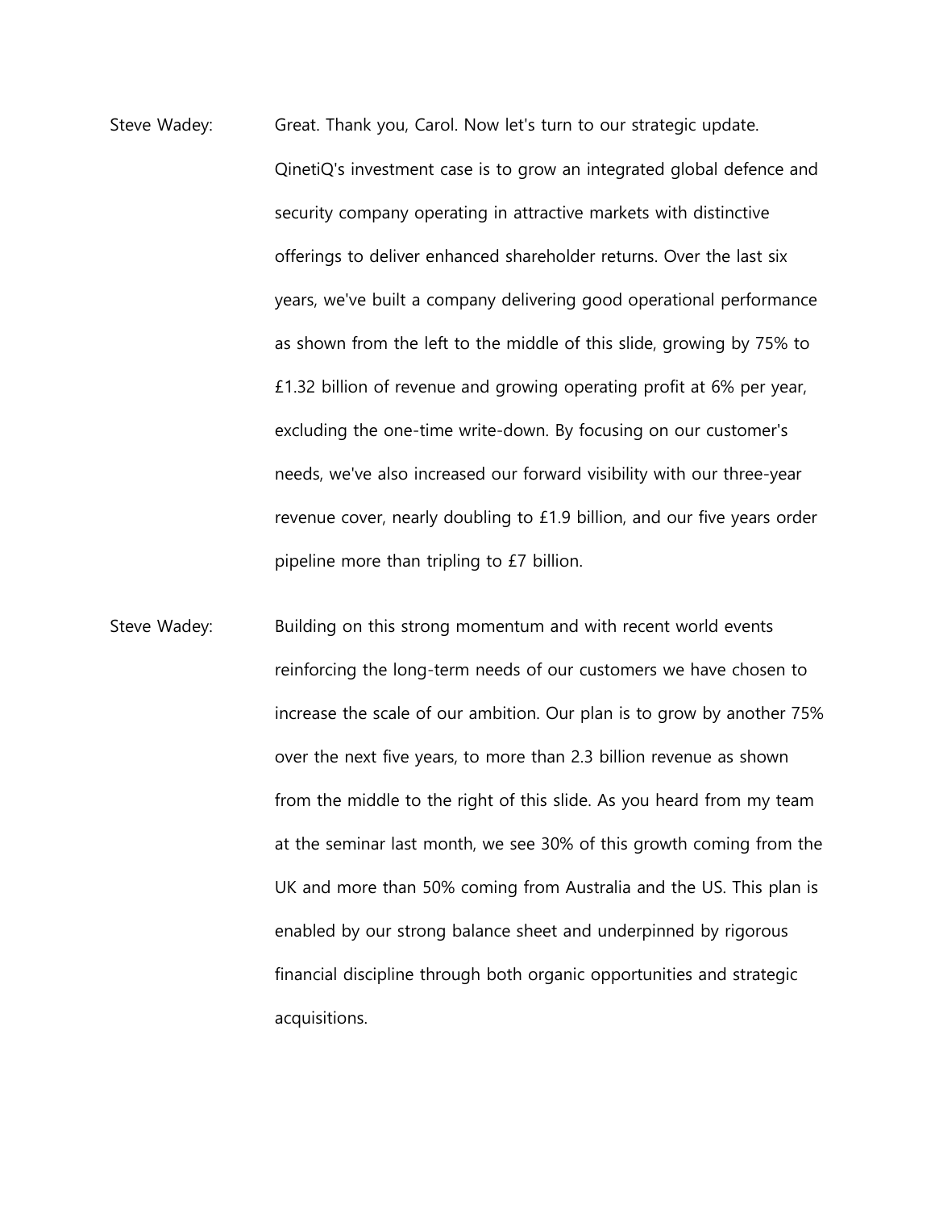Steve Wadey: Great. Thank you, Carol. Now let's turn to our strategic update. QinetiQ's investment case is to grow an integrated global defence and security company operating in attractive markets with distinctive offerings to deliver enhanced shareholder returns. Over the last six years, we've built a company delivering good operational performance as shown from the left to the middle of this slide, growing by 75% to £1.32 billion of revenue and growing operating profit at 6% per year, excluding the one-time write-down. By focusing on our customer's needs, we've also increased our forward visibility with our three-year revenue cover, nearly doubling to £1.9 billion, and our five years order pipeline more than tripling to £7 billion.

Steve Wadey: Building on this strong momentum and with recent world events reinforcing the long-term needs of our customers we have chosen to increase the scale of our ambition. Our plan is to grow by another 75% over the next five years, to more than 2.3 billion revenue as shown from the middle to the right of this slide. As you heard from my team at the seminar last month, we see 30% of this growth coming from the UK and more than 50% coming from Australia and the US. This plan is enabled by our strong balance sheet and underpinned by rigorous financial discipline through both organic opportunities and strategic acquisitions.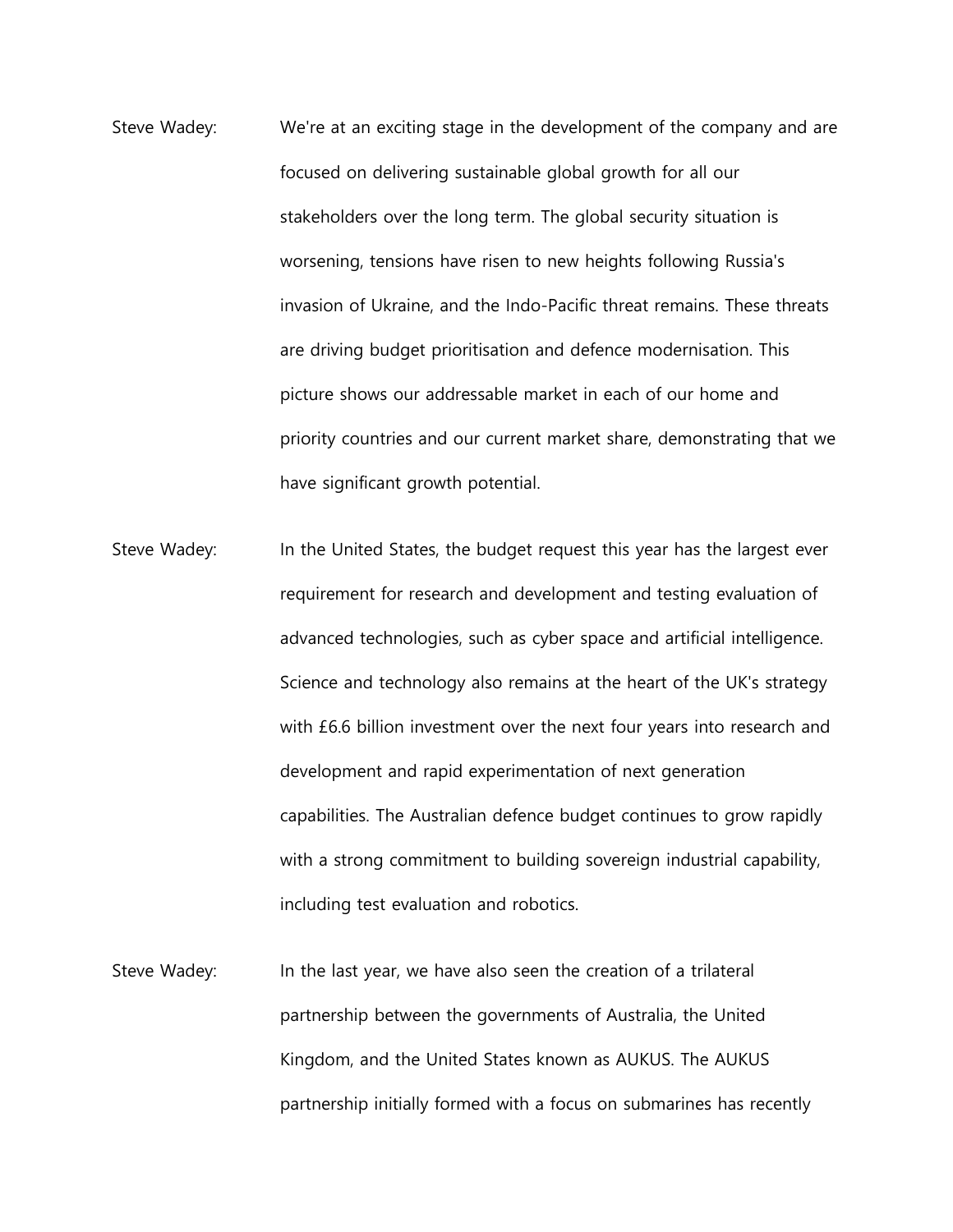Steve Wadey: We're at an exciting stage in the development of the company and are focused on delivering sustainable global growth for all our stakeholders over the long term. The global security situation is worsening, tensions have risen to new heights following Russia's invasion of Ukraine, and the Indo-Pacific threat remains. These threats are driving budget prioritisation and defence modernisation. This picture shows our addressable market in each of our home and priority countries and our current market share, demonstrating that we have significant growth potential.

Steve Wadey: In the United States, the budget request this year has the largest ever requirement for research and development and testing evaluation of advanced technologies, such as cyber space and artificial intelligence. Science and technology also remains at the heart of the UK's strategy with £6.6 billion investment over the next four years into research and development and rapid experimentation of next generation capabilities. The Australian defence budget continues to grow rapidly with a strong commitment to building sovereign industrial capability, including test evaluation and robotics.

Steve Wadey: In the last year, we have also seen the creation of a trilateral partnership between the governments of Australia, the United Kingdom, and the United States known as AUKUS. The AUKUS partnership initially formed with a focus on submarines has recently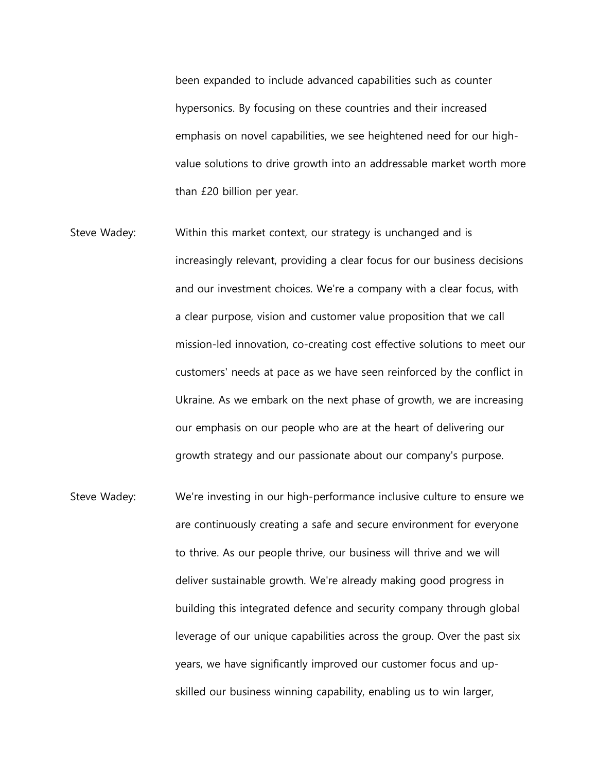been expanded to include advanced capabilities such as counter hypersonics. By focusing on these countries and their increased emphasis on novel capabilities, we see heightened need for our high-value solutions to drive growth into an addressable market worth more than £20 billion per year.

Steve Wadey: Within this market context, our strategy is unchanged and is increasingly relevant, providing a clear focus for our business decisions and our investment choices. We're a company with a clear focus, with a clear purpose, vision and customer value proposition that we call mission-led innovation, co-creating cost effective solutions to meet our customers' needs at pace as we have seen reinforced by the conflict in Ukraine. As we embark on the next phase of growth, we are increasing our emphasis on our people who are at the heart of delivering our growth strategy and our passionate about our company's purpose.

Steve Wadey: We're investing in our high-performance inclusive culture to ensure we are continuously creating a safe and secure environment for everyone to thrive. As our people thrive, our business will thrive and we will deliver sustainable growth. We're already making good progress in building this integrated defence and security company through global leverage of our unique capabilities across the group. Over the past six years, we have significantly improved our customer focus and up-skilled our business winning capability, enabling us to win larger,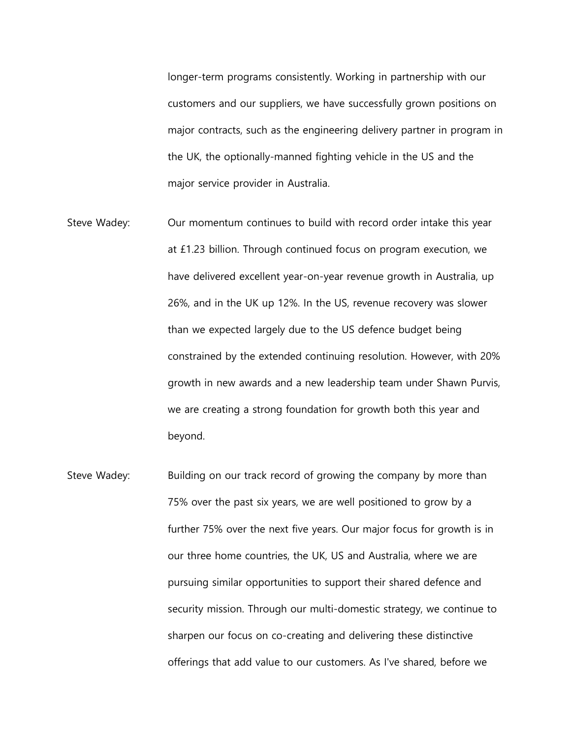longer-term programs consistently. Working in partnership with our customers and our suppliers, we have successfully grown positions on major contracts, such as the engineering delivery partner in program in the UK, the optionally-manned fighting vehicle in the US and the major service provider in Australia.

Steve Wadey: Our momentum continues to build with record order intake this year at £1.23 billion. Through continued focus on program execution, we have delivered excellent year-on-year revenue growth in Australia, up 26%, and in the UK up 12%. In the US, revenue recovery was slower than we expected largely due to the US defence budget being constrained by the extended continuing resolution. However, with 20% growth in new awards and a new leadership team under Shawn Purvis, we are creating a strong foundation for growth both this year and beyond.

Steve Wadey: Building on our track record of growing the company by more than 75% over the past six years, we are well positioned to grow by a further 75% over the next five years. Our major focus for growth is in our three home countries, the UK, US and Australia, where we are pursuing similar opportunities to support their shared defence and security mission. Through our multi-domestic strategy, we continue to sharpen our focus on co-creating and delivering these distinctive offerings that add value to our customers. As I've shared, before we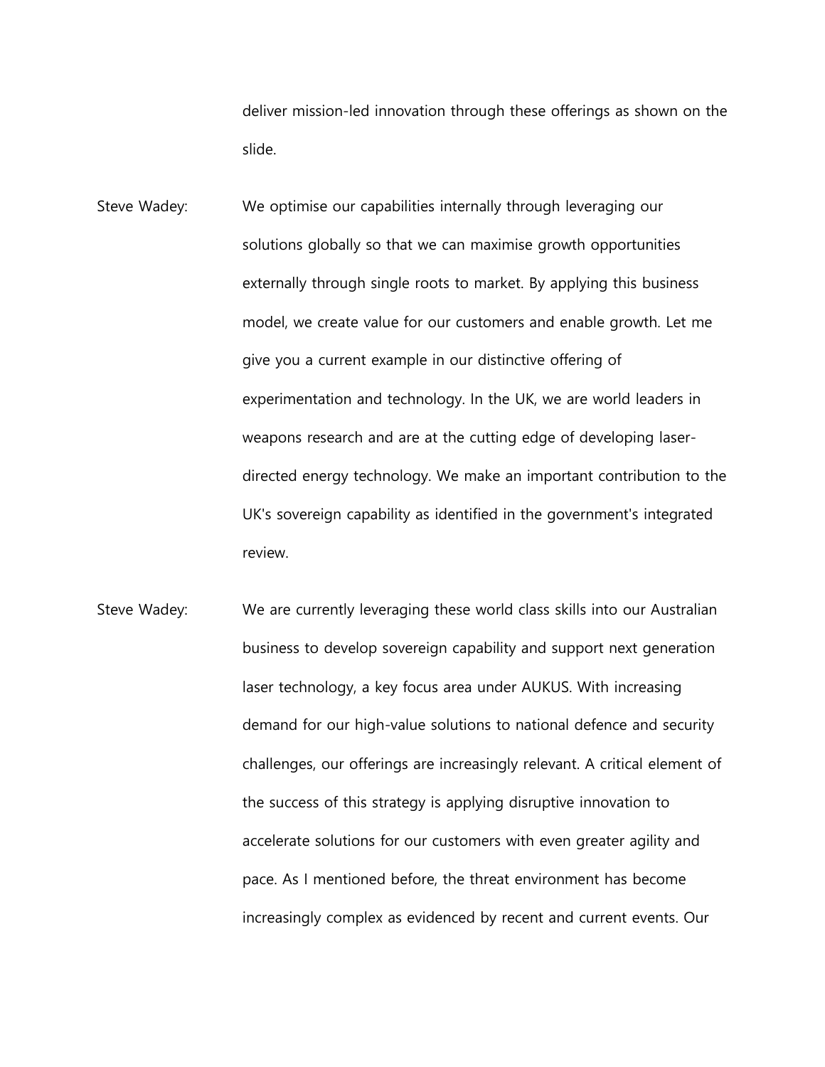deliver mission-led innovation through these offerings as shown on the slide.

Steve Wadey: We optimise our capabilities internally through leveraging our solutions globally so that we can maximise growth opportunities externally through single roots to market. By applying this business model, we create value for our customers and enable growth. Let me give you a current example in our distinctive offering of experimentation and technology. In the UK, we are world leaders in weapons research and are at the cutting edge of developing laser-directed energy technology. We make an important contribution to the UK's sovereign capability as identified in the government's integrated review.

Steve Wadey: We are currently leveraging these world class skills into our Australian business to develop sovereign capability and support next generation laser technology, a key focus area under AUKUS. With increasing demand for our high-value solutions to national defence and security challenges, our offerings are increasingly relevant. A critical element of the success of this strategy is applying disruptive innovation to accelerate solutions for our customers with even greater agility and pace. As I mentioned before, the threat environment has become increasingly complex as evidenced by recent and current events. Our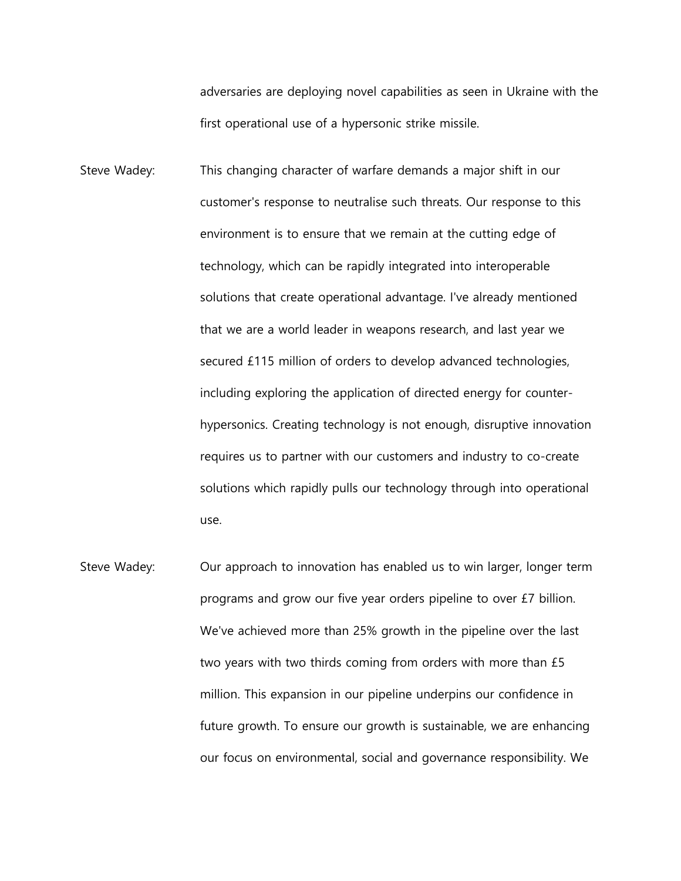adversaries are deploying novel capabilities as seen in Ukraine with the first operational use of a hypersonic strike missile.

Steve Wadey: This changing character of warfare demands a major shift in our customer's response to neutralise such threats. Our response to this environment is to ensure that we remain at the cutting edge of technology, which can be rapidly integrated into interoperable solutions that create operational advantage. I've already mentioned that we are a world leader in weapons research, and last year we secured £115 million of orders to develop advanced technologies, including exploring the application of directed energy for counter-hypersonics. Creating technology is not enough, disruptive innovation requires us to partner with our customers and industry to co-create solutions which rapidly pulls our technology through into operational use.

Steve Wadey: Our approach to innovation has enabled us to win larger, longer term programs and grow our five year orders pipeline to over £7 billion. We've achieved more than 25% growth in the pipeline over the last two years with two thirds coming from orders with more than £5 million. This expansion in our pipeline underpins our confidence in future growth. To ensure our growth is sustainable, we are enhancing our focus on environmental, social and governance responsibility. We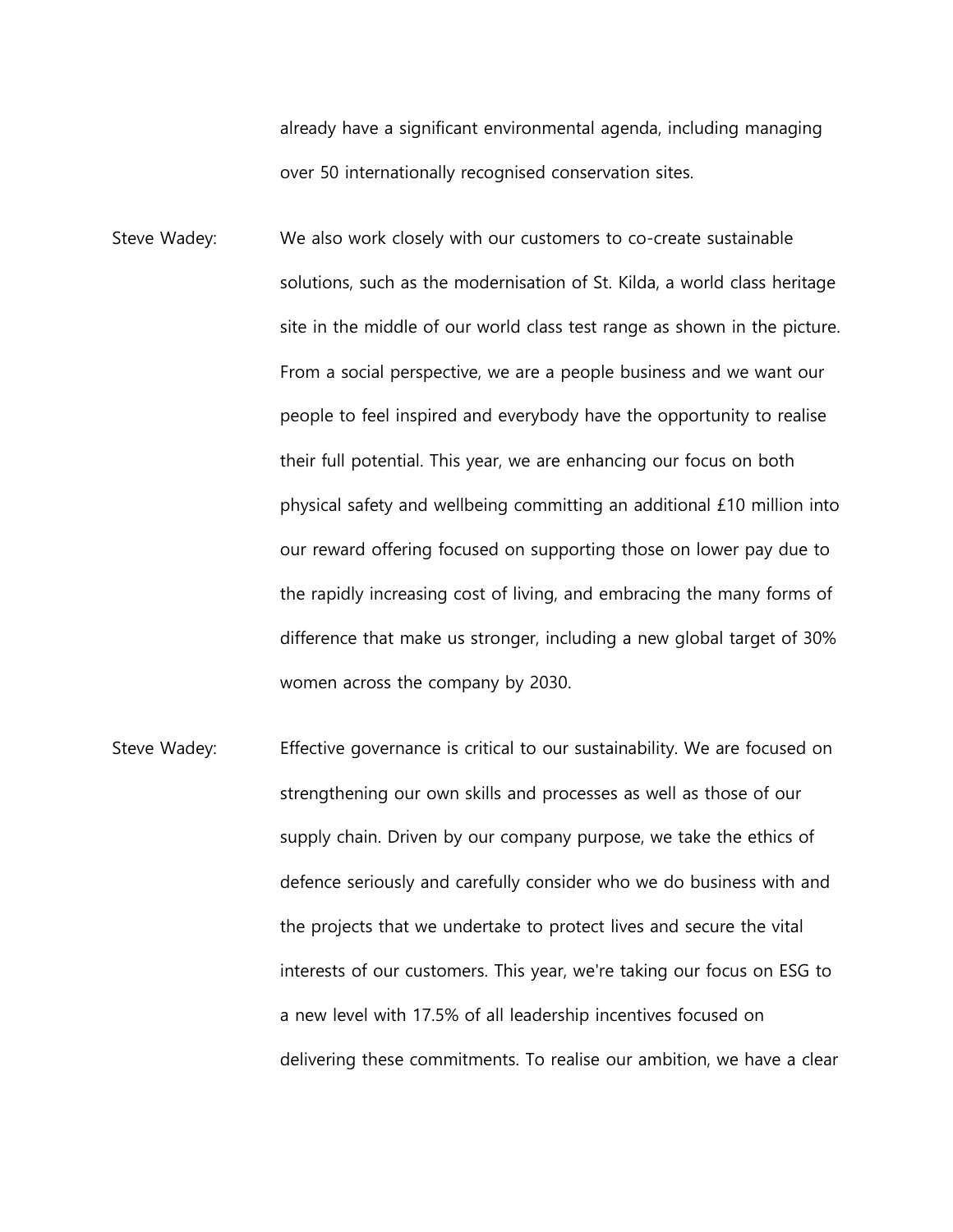already have a significant environmental agenda, including managing over 50 internationally recognised conservation sites.

Steve Wadey: We also work closely with our customers to co-create sustainable solutions, such as the modernisation of St. Kilda, a world class heritage site in the middle of our world class test range as shown in the picture. From a social perspective, we are a people business and we want our people to feel inspired and everybody have the opportunity to realise their full potential. This year, we are enhancing our focus on both physical safety and wellbeing committing an additional £10 million into our reward offering focused on supporting those on lower pay due to the rapidly increasing cost of living, and embracing the many forms of difference that make us stronger, including a new global target of 30% women across the company by 2030.

Steve Wadey: Effective governance is critical to our sustainability. We are focused on strengthening our own skills and processes as well as those of our supply chain. Driven by our company purpose, we take the ethics of defence seriously and carefully consider who we do business with and the projects that we undertake to protect lives and secure the vital interests of our customers. This year, we're taking our focus on ESG to a new level with 17.5% of all leadership incentives focused on delivering these commitments. To realise our ambition, we have a clear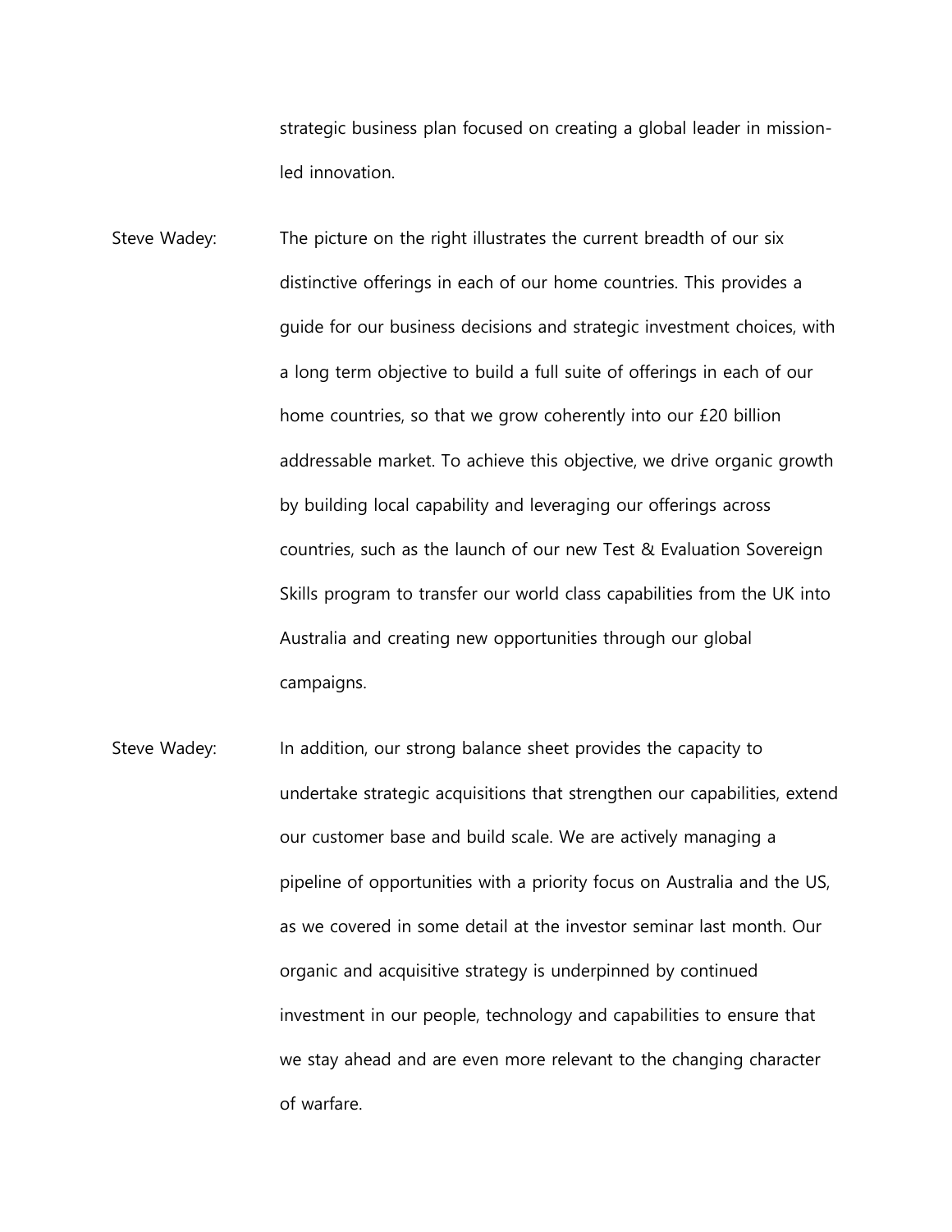strategic business plan focused on creating a global leader in mission-led innovation.

Steve Wadey: The picture on the right illustrates the current breadth of our six distinctive offerings in each of our home countries. This provides a guide for our business decisions and strategic investment choices, with a long term objective to build a full suite of offerings in each of our home countries, so that we grow coherently into our £20 billion addressable market. To achieve this objective, we drive organic growth by building local capability and leveraging our offerings across countries, such as the launch of our new Test & Evaluation Sovereign Skills program to transfer our world class capabilities from the UK into Australia and creating new opportunities through our global campaigns.

Steve Wadey: In addition, our strong balance sheet provides the capacity to undertake strategic acquisitions that strengthen our capabilities, extend our customer base and build scale. We are actively managing a pipeline of opportunities with a priority focus on Australia and the US, as we covered in some detail at the investor seminar last month. Our organic and acquisitive strategy is underpinned by continued investment in our people, technology and capabilities to ensure that we stay ahead and are even more relevant to the changing character of warfare.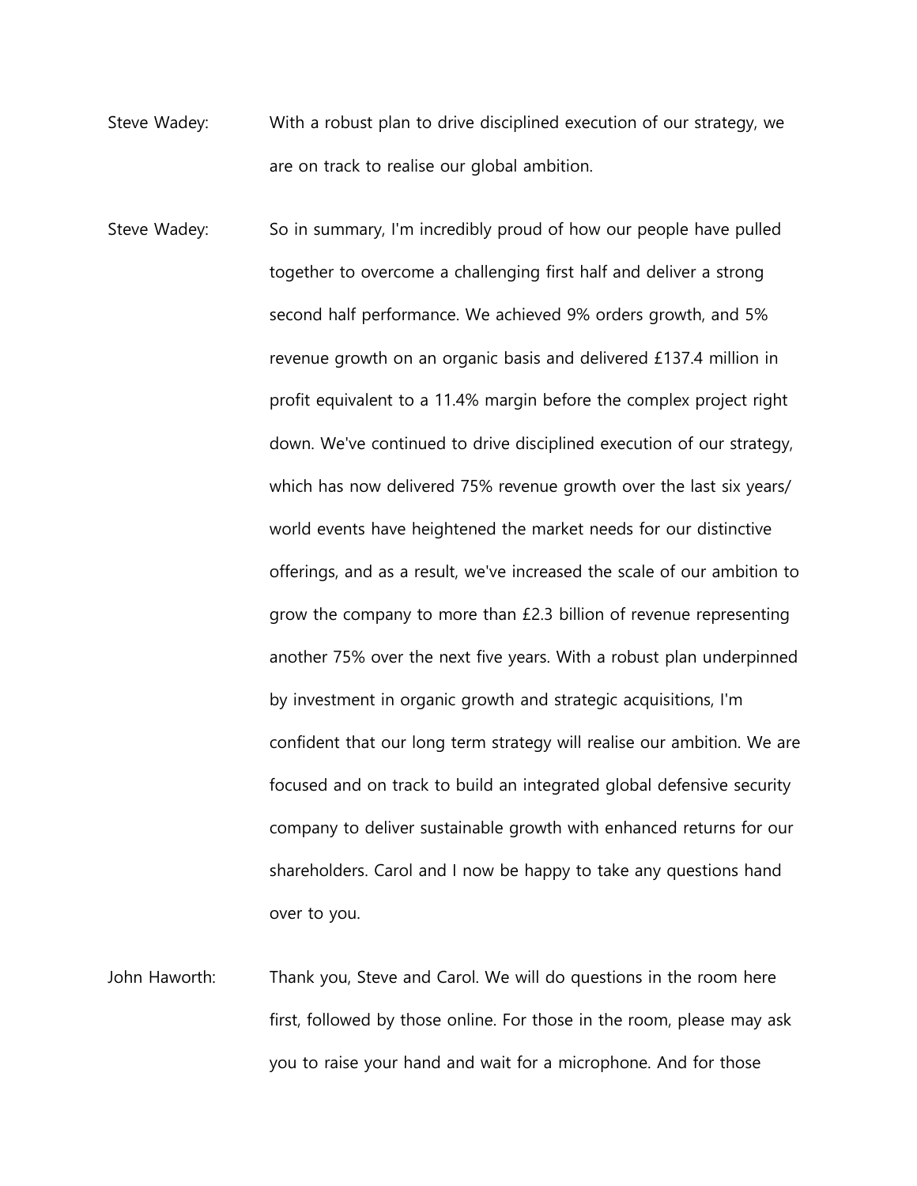Steve Wadey: With a robust plan to drive disciplined execution of our strategy, we are on track to realise our global ambition.

Steve Wadey: So in summary, I'm incredibly proud of how our people have pulled together to overcome a challenging first half and deliver a strong second half performance. We achieved 9% orders growth, and 5% revenue growth on an organic basis and delivered £137.4 million in profit equivalent to a 11.4% margin before the complex project right down. We've continued to drive disciplined execution of our strategy, which has now delivered 75% revenue growth over the last six years/ world events have heightened the market needs for our distinctive offerings, and as a result, we've increased the scale of our ambition to grow the company to more than £2.3 billion of revenue representing another 75% over the next five years. With a robust plan underpinned by investment in organic growth and strategic acquisitions, I'm confident that our long term strategy will realise our ambition. We are focused and on track to build an integrated global defensive security company to deliver sustainable growth with enhanced returns for our shareholders. Carol and I now be happy to take any questions hand over to you.

John Haworth: Thank you, Steve and Carol. We will do questions in the room here first, followed by those online. For those in the room, please may ask you to raise your hand and wait for a microphone. And for those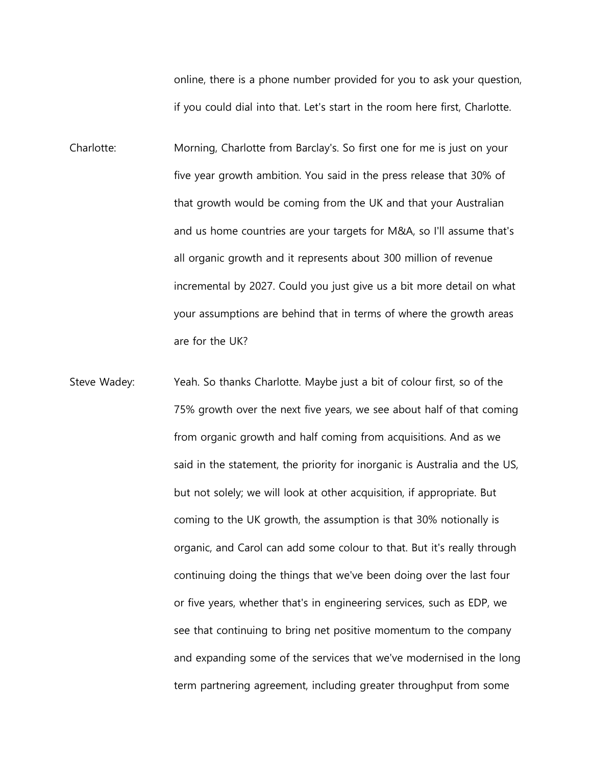online, there is a phone number provided for you to ask your question, if you could dial into that. Let's start in the room here first, Charlotte.

Charlotte: Morning, Charlotte from Barclay's. So first one for me is just on your five year growth ambition. You said in the press release that 30% of that growth would be coming from the UK and that your Australian and us home countries are your targets for M&A, so I'll assume that's all organic growth and it represents about 300 million of revenue incremental by 2027. Could you just give us a bit more detail on what your assumptions are behind that in terms of where the growth areas are for the UK?

Steve Wadey: Yeah. So thanks Charlotte. Maybe just a bit of colour first, so of the 75% growth over the next five years, we see about half of that coming from organic growth and half coming from acquisitions. And as we said in the statement, the priority for inorganic is Australia and the US, but not solely; we will look at other acquisition, if appropriate. But coming to the UK growth, the assumption is that 30% notionally is organic, and Carol can add some colour to that. But it's really through continuing doing the things that we've been doing over the last four or five years, whether that's in engineering services, such as EDP, we see that continuing to bring net positive momentum to the company and expanding some of the services that we've modernised in the long term partnering agreement, including greater throughput from some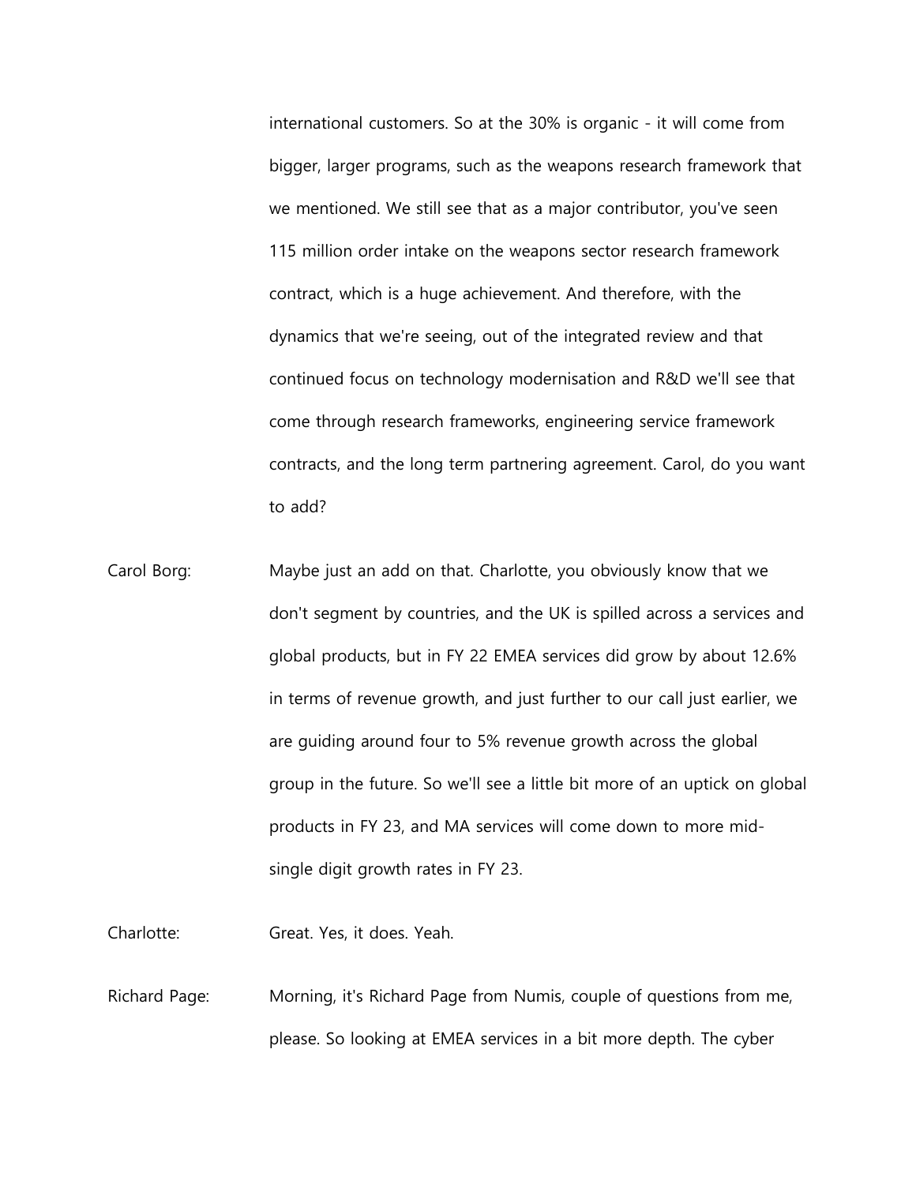international customers. So at the 30% is organic - it will come from bigger, larger programs, such as the weapons research framework that we mentioned. We still see that as a major contributor, you've seen 115 million order intake on the weapons sector research framework contract, which is a huge achievement. And therefore, with the dynamics that we're seeing, out of the integrated review and that continued focus on technology modernisation and R&D we'll see that come through research frameworks, engineering service framework contracts, and the long term partnering agreement. Carol, do you want to add?

Carol Borg: Maybe just an add on that. Charlotte, you obviously know that we don't segment by countries, and the UK is spilled across a services and global products, but in FY 22 EMEA services did grow by about 12.6% in terms of revenue growth, and just further to our call just earlier, we are guiding around four to 5% revenue growth across the global group in the future. So we'll see a little bit more of an uptick on global products in FY 23, and MA services will come down to more mid-single digit growth rates in FY 23.

Charlotte: Great. Yes, it does. Yeah.

Richard Page: Morning, it's Richard Page from Numis, couple of questions from me, please. So looking at EMEA services in a bit more depth. The cyber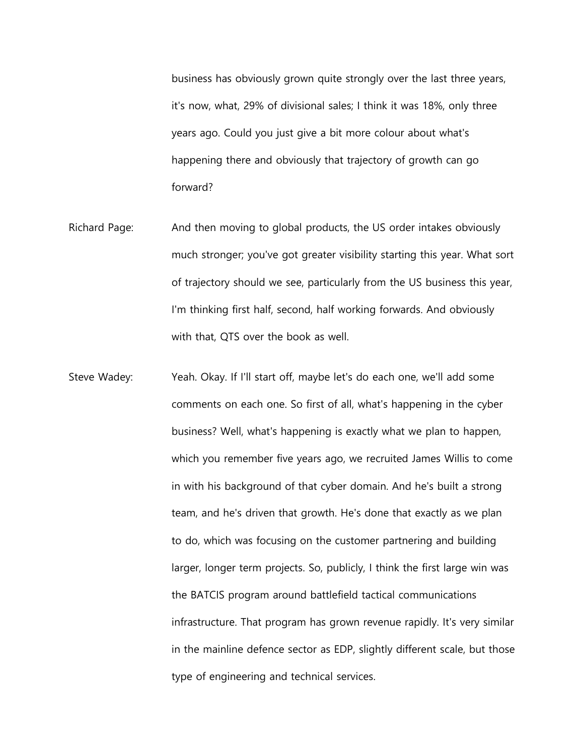business has obviously grown quite strongly over the last three years, it's now, what, 29% of divisional sales; I think it was 18%, only three years ago. Could you just give a bit more colour about what's happening there and obviously that trajectory of growth can go forward?

Richard Page: And then moving to global products, the US order intakes obviously much stronger; you've got greater visibility starting this year. What sort of trajectory should we see, particularly from the US business this year, I'm thinking first half, second, half working forwards. And obviously with that, QTS over the book as well.

Steve Wadey: Yeah. Okay. If I'll start off, maybe let's do each one, we'll add some comments on each one. So first of all, what's happening in the cyber business? Well, what's happening is exactly what we plan to happen, which you remember five years ago, we recruited James Willis to come in with his background of that cyber domain. And he's built a strong team, and he's driven that growth. He's done that exactly as we plan to do, which was focusing on the customer partnering and building larger, longer term projects. So, publicly, I think the first large win was the BATCIS program around battlefield tactical communications infrastructure. That program has grown revenue rapidly. It's very similar in the mainline defence sector as EDP, slightly different scale, but those type of engineering and technical services.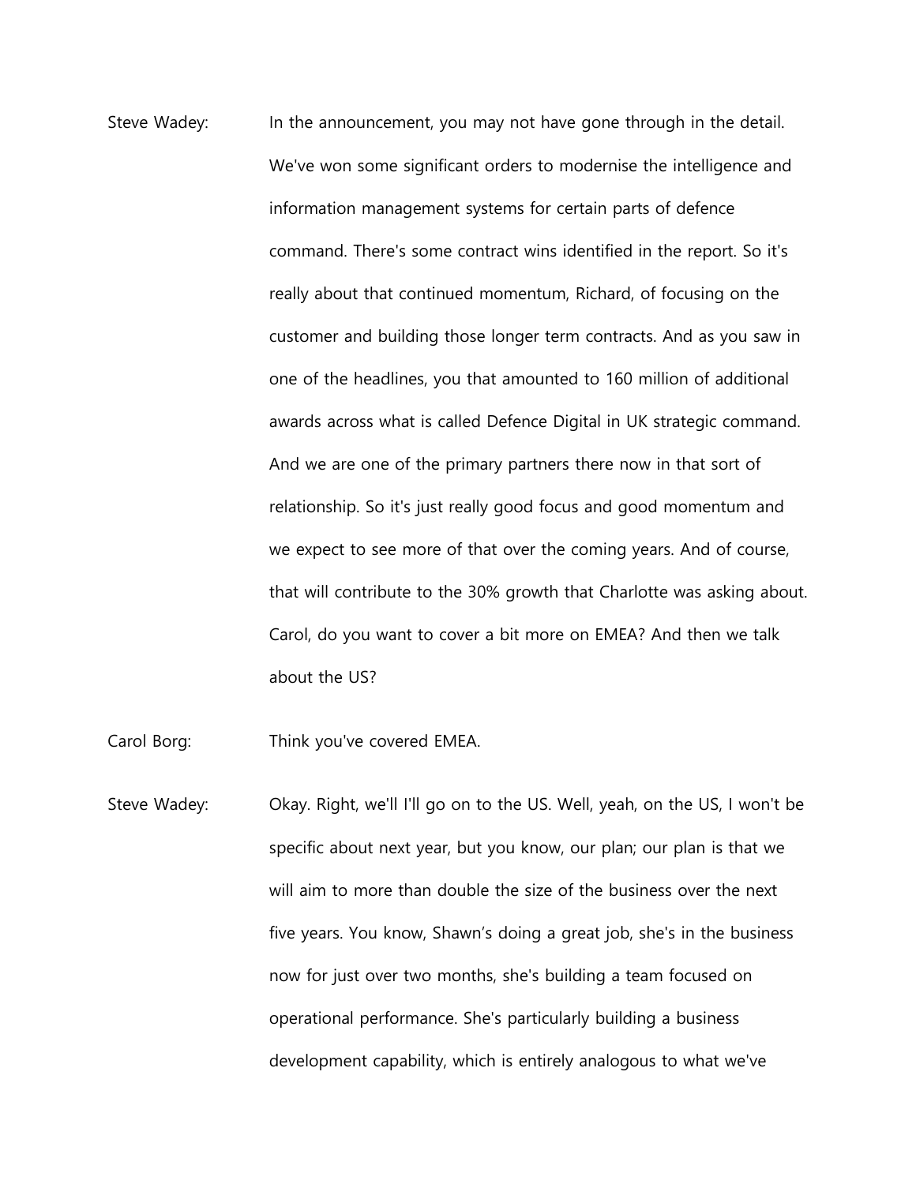Steve Wadey: In the announcement, you may not have gone through in the detail. We've won some significant orders to modernise the intelligence and information management systems for certain parts of defence command. There's some contract wins identified in the report. So it's really about that continued momentum, Richard, of focusing on the customer and building those longer term contracts. And as you saw in one of the headlines, you that amounted to 160 million of additional awards across what is called Defence Digital in UK strategic command. And we are one of the primary partners there now in that sort of relationship. So it's just really good focus and good momentum and we expect to see more of that over the coming years. And of course, that will contribute to the 30% growth that Charlotte was asking about. Carol, do you want to cover a bit more on EMEA? And then we talk about the US?

Carol Borg: Think you've covered EMEA.

Steve Wadey: Okay. Right, we'll I'll go on to the US. Well, yeah, on the US, I won't be specific about next year, but you know, our plan; our plan is that we will aim to more than double the size of the business over the next five years. You know, Shawn's doing a great job, she's in the business now for just over two months, she's building a team focused on operational performance. She's particularly building a business development capability, which is entirely analogous to what we've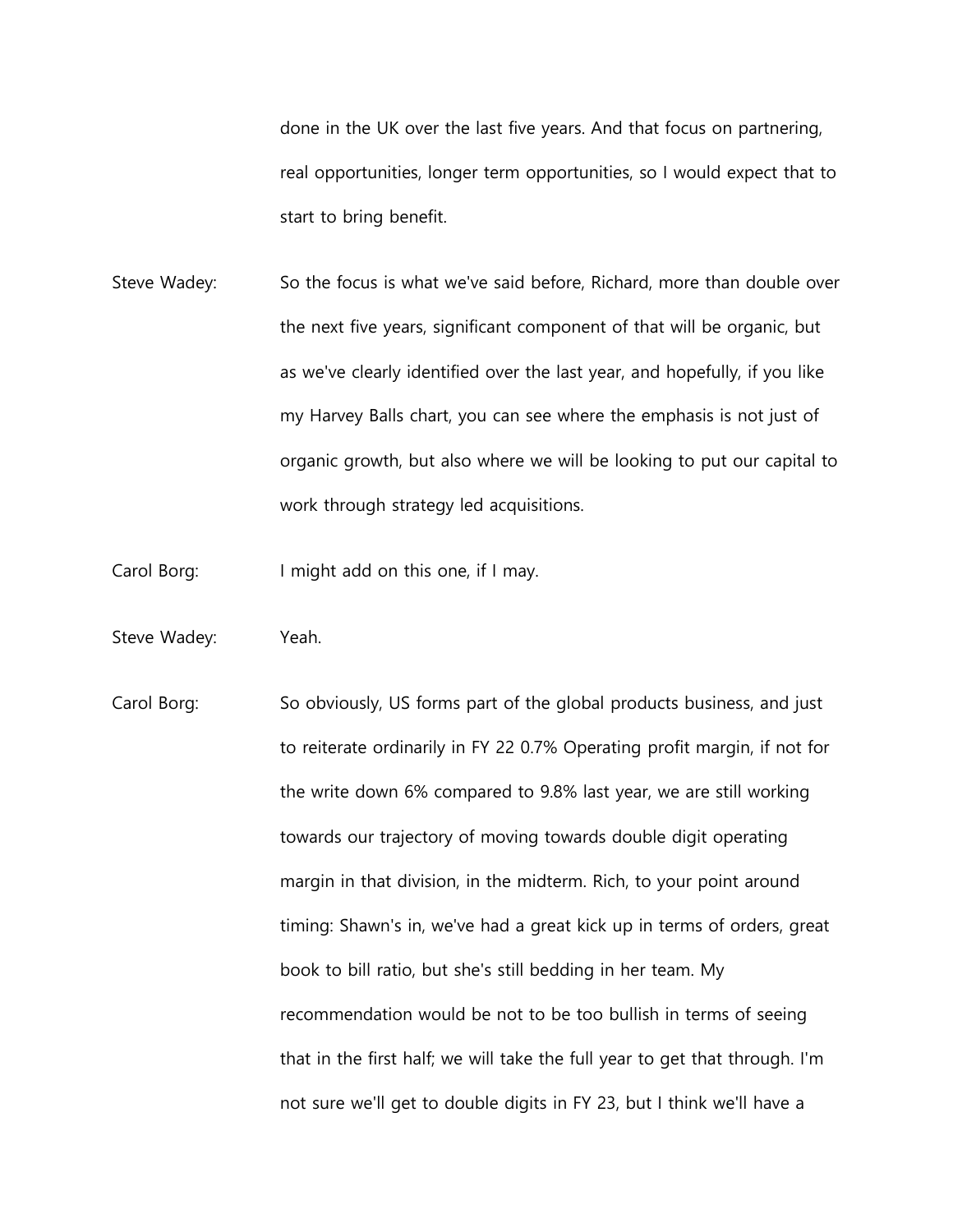done in the UK over the last five years. And that focus on partnering, real opportunities, longer term opportunities, so I would expect that to start to bring benefit.

Steve Wadey: So the focus is what we've said before, Richard, more than double over the next five years, significant component of that will be organic, but as we've clearly identified over the last year, and hopefully, if you like my Harvey Balls chart, you can see where the emphasis is not just of organic growth, but also where we will be looking to put our capital to work through strategy led acquisitions.

Carol Borg: I might add on this one, if I may.

Steve Wadey: Yeah.

Carol Borg: So obviously, US forms part of the global products business, and just to reiterate ordinarily in FY 22 0.7% Operating profit margin, if not for the write down 6% compared to 9.8% last year, we are still working towards our trajectory of moving towards double digit operating margin in that division, in the midterm. Rich, to your point around timing: Shawn's in, we've had a great kick up in terms of orders, great book to bill ratio, but she's still bedding in her team. My recommendation would be not to be too bullish in terms of seeing that in the first half; we will take the full year to get that through. I'm not sure we'll get to double digits in FY 23, but I think we'll have a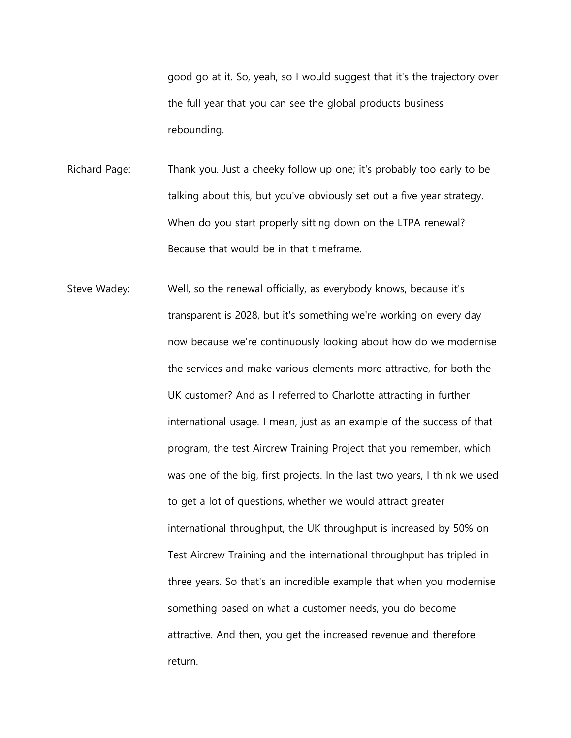good go at it. So, yeah, so I would suggest that it's the trajectory over the full year that you can see the global products business rebounding.

Richard Page: Thank you. Just a cheeky follow up one; it's probably too early to be talking about this, but you've obviously set out a five year strategy. When do you start properly sitting down on the LTPA renewal? Because that would be in that timeframe.

Steve Wadey: Well, so the renewal officially, as everybody knows, because it's transparent is 2028, but it's something we're working on every day now because we're continuously looking about how do we modernise the services and make various elements more attractive, for both the UK customer? And as I referred to Charlotte attracting in further international usage. I mean, just as an example of the success of that program, the test Aircrew Training Project that you remember, which was one of the big, first projects. In the last two years, I think we used to get a lot of questions, whether we would attract greater international throughput, the UK throughput is increased by 50% on Test Aircrew Training and the international throughput has tripled in three years. So that's an incredible example that when you modernise something based on what a customer needs, you do become attractive. And then, you get the increased revenue and therefore return.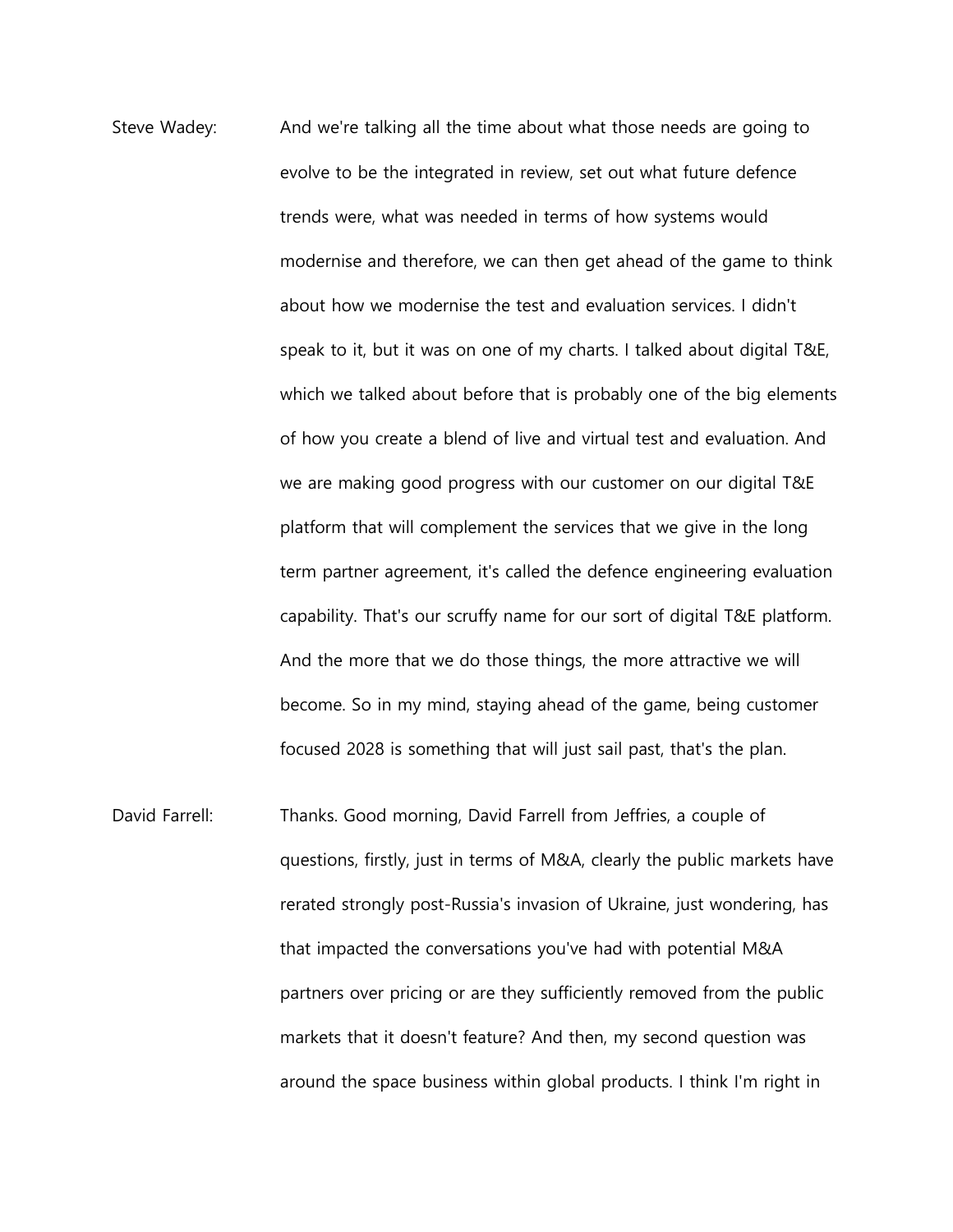Steve Wadey: And we're talking all the time about what those needs are going to evolve to be the integrated in review, set out what future defence trends were, what was needed in terms of how systems would modernise and therefore, we can then get ahead of the game to think about how we modernise the test and evaluation services. I didn't speak to it, but it was on one of my charts. I talked about digital T&E, which we talked about before that is probably one of the big elements of how you create a blend of live and virtual test and evaluation. And we are making good progress with our customer on our digital T&E platform that will complement the services that we give in the long term partner agreement, it's called the defence engineering evaluation capability. That's our scruffy name for our sort of digital T&E platform. And the more that we do those things, the more attractive we will become. So in my mind, staying ahead of the game, being customer focused 2028 is something that will just sail past, that's the plan.

David Farrell: Thanks. Good morning, David Farrell from Jeffries, a couple of questions, firstly, just in terms of M&A, clearly the public markets have rerated strongly post-Russia's invasion of Ukraine, just wondering, has that impacted the conversations you've had with potential M&A partners over pricing or are they sufficiently removed from the public markets that it doesn't feature? And then, my second question was around the space business within global products. I think I'm right in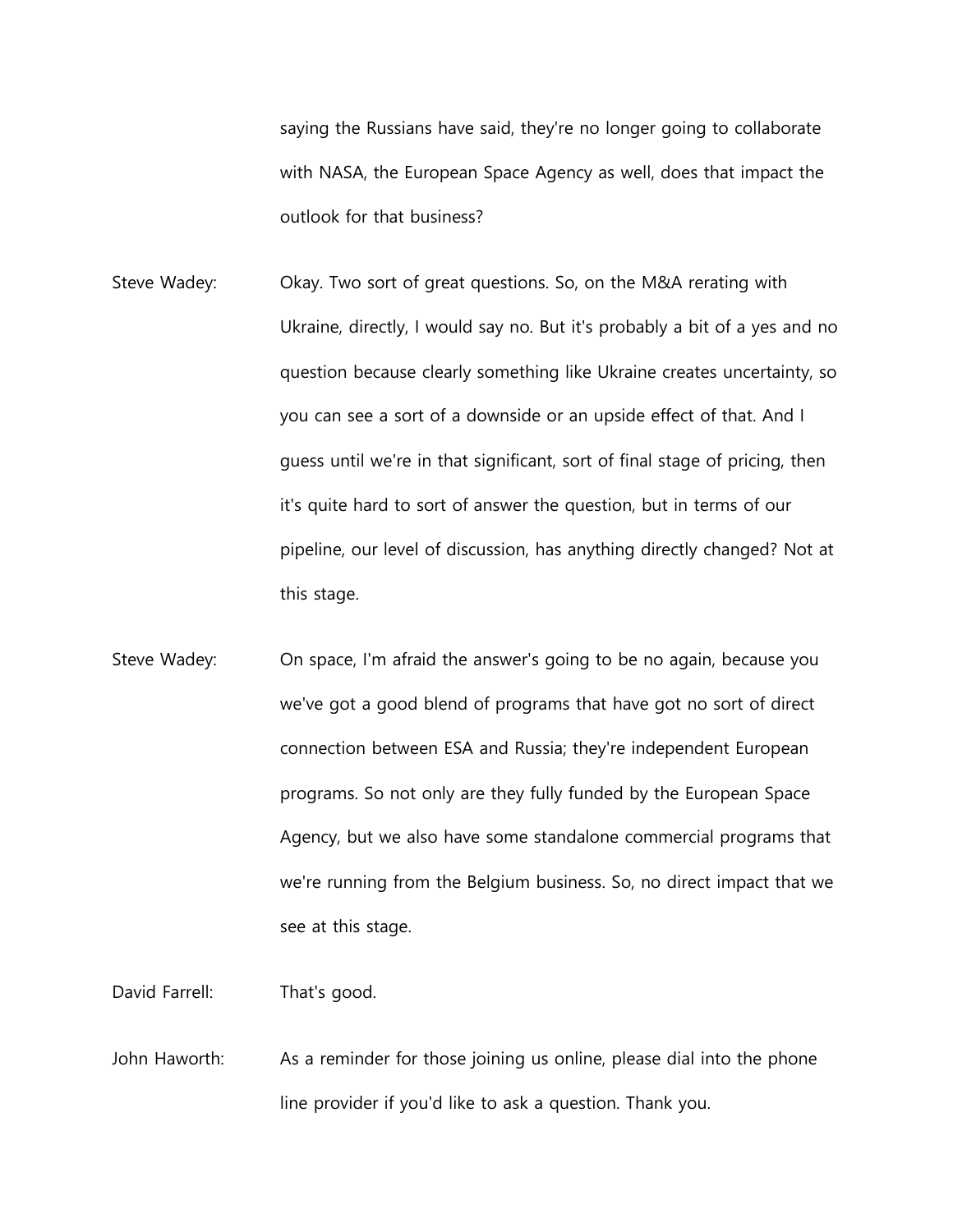saying the Russians have said, they're no longer going to collaborate with NASA, the European Space Agency as well, does that impact the outlook for that business?

Steve Wadey: Okay. Two sort of great questions. So, on the M&A rerating with Ukraine, directly, I would say no. But it's probably a bit of a yes and no question because clearly something like Ukraine creates uncertainty, so you can see a sort of a downside or an upside effect of that. And I guess until we're in that significant, sort of final stage of pricing, then it's quite hard to sort of answer the question, but in terms of our pipeline, our level of discussion, has anything directly changed? Not at this stage.

Steve Wadey: On space, I'm afraid the answer's going to be no again, because you we've got a good blend of programs that have got no sort of direct connection between ESA and Russia; they're independent European programs. So not only are they fully funded by the European Space Agency, but we also have some standalone commercial programs that we're running from the Belgium business. So, no direct impact that we see at this stage.

David Farrell: That's good.

John Haworth: As a reminder for those joining us online, please dial into the phone line provider if you'd like to ask a question. Thank you.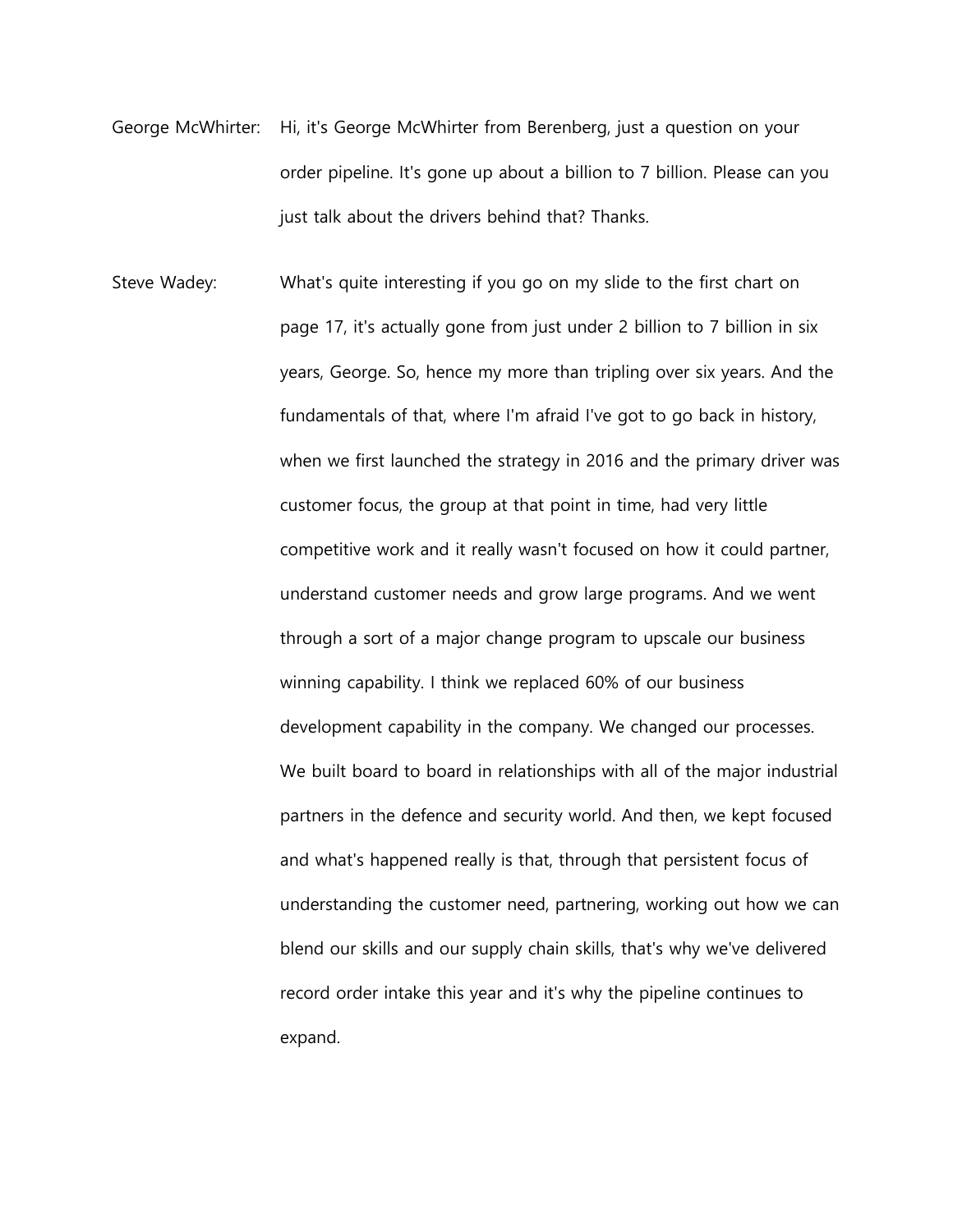George McWhirter: Hi, it's George McWhirter from Berenberg, just a question on your order pipeline. It's gone up about a billion to 7 billion. Please can you just talk about the drivers behind that? Thanks.

Steve Wadey: What's quite interesting if you go on my slide to the first chart on page 17, it's actually gone from just under 2 billion to 7 billion in six years, George. So, hence my more than tripling over six years. And the fundamentals of that, where I'm afraid I've got to go back in history, when we first launched the strategy in 2016 and the primary driver was customer focus, the group at that point in time, had very little competitive work and it really wasn't focused on how it could partner, understand customer needs and grow large programs. And we went through a sort of a major change program to upscale our business winning capability. I think we replaced 60% of our business development capability in the company. We changed our processes. We built board to board in relationships with all of the major industrial partners in the defence and security world. And then, we kept focused and what's happened really is that, through that persistent focus of understanding the customer need, partnering, working out how we can blend our skills and our supply chain skills, that's why we've delivered record order intake this year and it's why the pipeline continues to expand.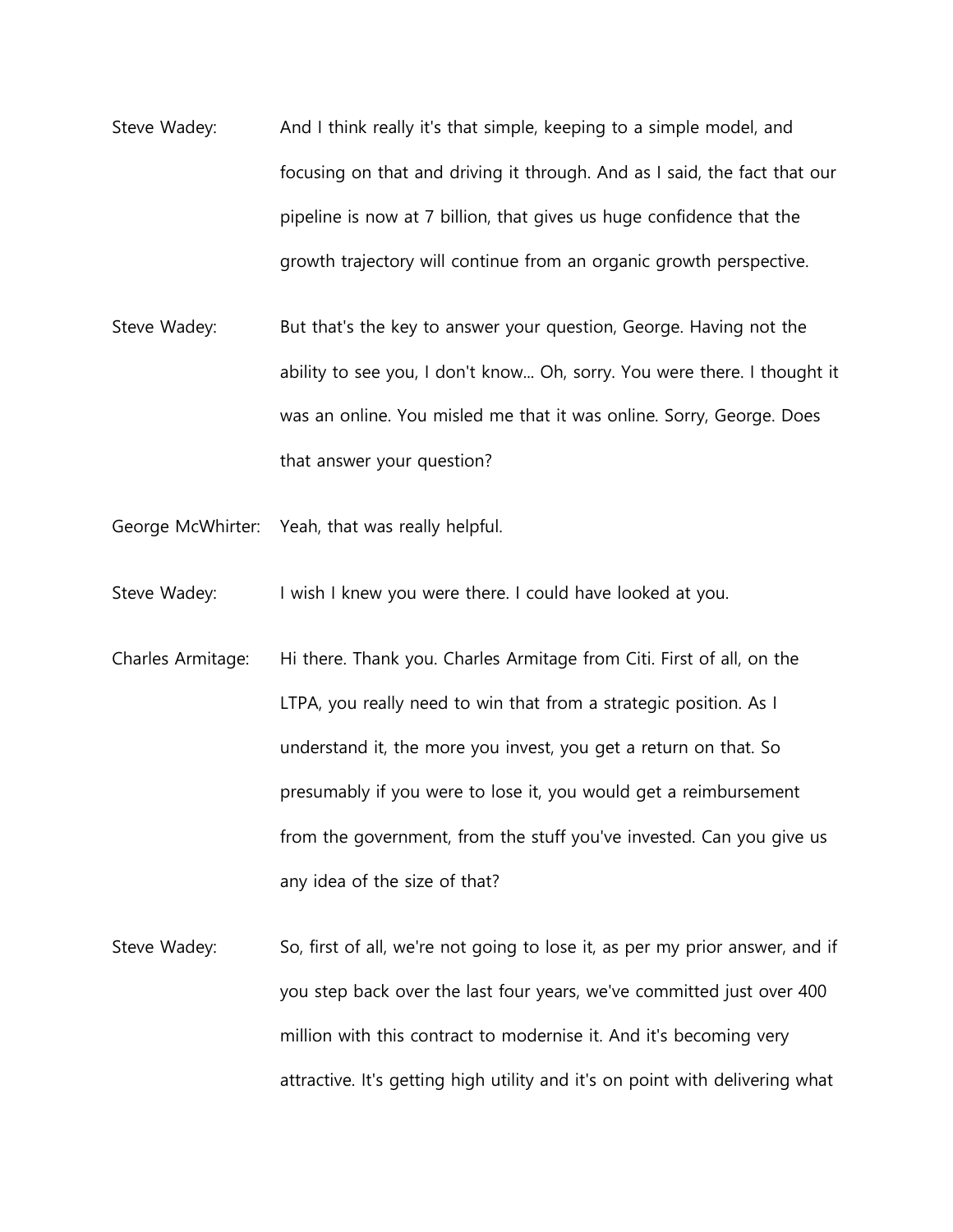Steve Wadey: And I think really it's that simple, keeping to a simple model, and focusing on that and driving it through. And as I said, the fact that our pipeline is now at 7 billion, that gives us huge confidence that the growth trajectory will continue from an organic growth perspective.

Steve Wadey: But that's the key to answer your question, George. Having not the ability to see you, I don't know... Oh, sorry. You were there. I thought it was an online. You misled me that it was online. Sorry, George. Does that answer your question?

George McWhirter: Yeah, that was really helpful.

Steve Wadey: I wish I knew you were there. I could have looked at you.

Charles Armitage: Hi there. Thank you. Charles Armitage from Citi. First of all, on the LTPA, you really need to win that from a strategic position. As I understand it, the more you invest, you get a return on that. So presumably if you were to lose it, you would get a reimbursement from the government, from the stuff you've invested. Can you give us any idea of the size of that?

Steve Wadey: So, first of all, we're not going to lose it, as per my prior answer, and if you step back over the last four years, we've committed just over 400 million with this contract to modernise it. And it's becoming very attractive. It's getting high utility and it's on point with delivering what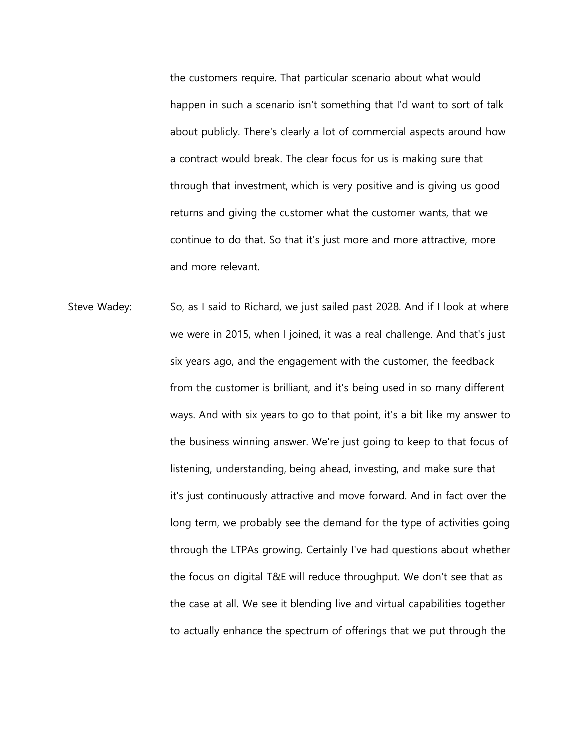the customers require. That particular scenario about what would happen in such a scenario isn't something that I'd want to sort of talk about publicly. There's clearly a lot of commercial aspects around how a contract would break. The clear focus for us is making sure that through that investment, which is very positive and is giving us good returns and giving the customer what the customer wants, that we continue to do that. So that it's just more and more attractive, more and more relevant.

Steve Wadey: So, as I said to Richard, we just sailed past 2028. And if I look at where we were in 2015, when I joined, it was a real challenge. And that's just six years ago, and the engagement with the customer, the feedback from the customer is brilliant, and it's being used in so many different ways. And with six years to go to that point, it's a bit like my answer to the business winning answer. We're just going to keep to that focus of listening, understanding, being ahead, investing, and make sure that it's just continuously attractive and move forward. And in fact over the long term, we probably see the demand for the type of activities going through the LTPAs growing. Certainly I've had questions about whether the focus on digital T&E will reduce throughput. We don't see that as the case at all. We see it blending live and virtual capabilities together to actually enhance the spectrum of offerings that we put through the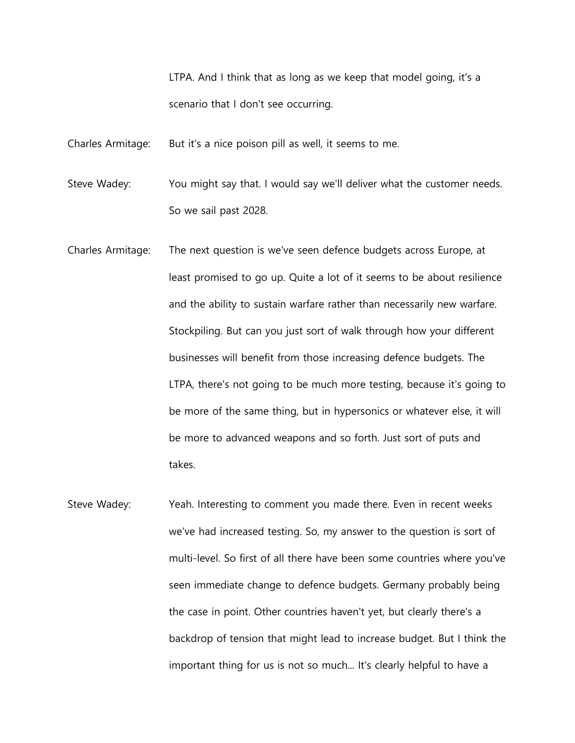LTPA. And I think that as long as we keep that model going, it's a scenario that I don't see occurring.

Charles Armitage: But it's a nice poison pill as well, it seems to me.

Steve Wadey: You might say that. I would say we'll deliver what the customer needs. So we sail past 2028.

Charles Armitage: The next question is we've seen defence budgets across Europe, at least promised to go up. Quite a lot of it seems to be about resilience and the ability to sustain warfare rather than necessarily new warfare. Stockpiling. But can you just sort of walk through how your different businesses will benefit from those increasing defence budgets. The LTPA, there's not going to be much more testing, because it's going to be more of the same thing, but in hypersonics or whatever else, it will be more to advanced weapons and so forth. Just sort of puts and takes.

Steve Wadey: Yeah. Interesting to comment you made there. Even in recent weeks we've had increased testing. So, my answer to the question is sort of multi-level. So first of all there have been some countries where you've seen immediate change to defence budgets. Germany probably being the case in point. Other countries haven't yet, but clearly there's a backdrop of tension that might lead to increase budget. But I think the important thing for us is not so much... It's clearly helpful to have a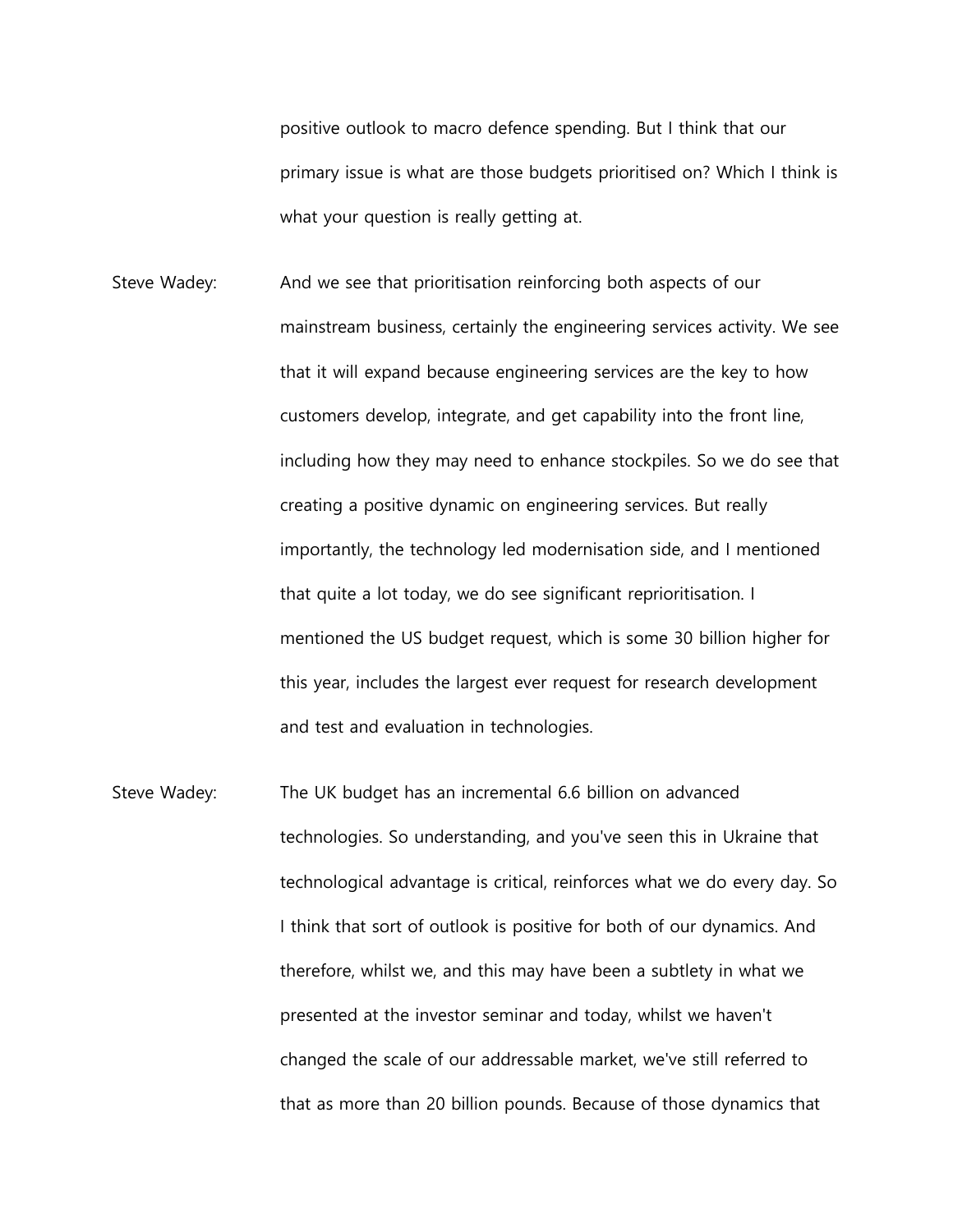positive outlook to macro defence spending. But I think that our primary issue is what are those budgets prioritised on? Which I think is what your question is really getting at.

Steve Wadey: And we see that prioritisation reinforcing both aspects of our mainstream business, certainly the engineering services activity. We see that it will expand because engineering services are the key to how customers develop, integrate, and get capability into the front line, including how they may need to enhance stockpiles. So we do see that creating a positive dynamic on engineering services. But really importantly, the technology led modernisation side, and I mentioned that quite a lot today, we do see significant reprioritisation. I mentioned the US budget request, which is some 30 billion higher for this year, includes the largest ever request for research development and test and evaluation in technologies.

Steve Wadey: The UK budget has an incremental 6.6 billion on advanced technologies. So understanding, and you've seen this in Ukraine that technological advantage is critical, reinforces what we do every day. So I think that sort of outlook is positive for both of our dynamics. And therefore, whilst we, and this may have been a subtlety in what we presented at the investor seminar and today, whilst we haven't changed the scale of our addressable market, we've still referred to that as more than 20 billion pounds. Because of those dynamics that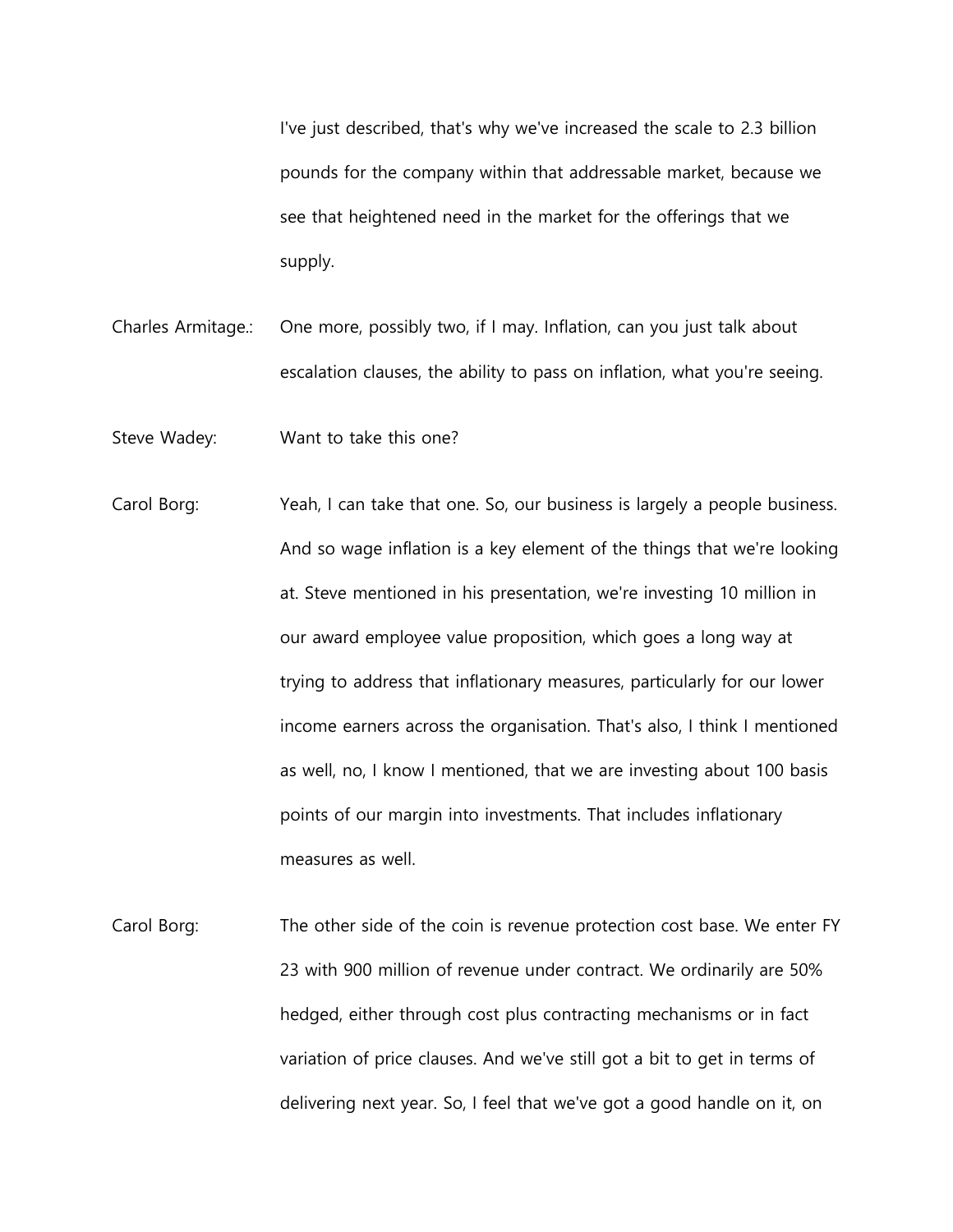I've just described, that's why we've increased the scale to 2.3 billion pounds for the company within that addressable market, because we see that heightened need in the market for the offerings that we supply.

Charles Armitage.: One more, possibly two, if I may. Inflation, can you just talk about escalation clauses, the ability to pass on inflation, what you're seeing.

Steve Wadey: Want to take this one?

Carol Borg: Yeah, I can take that one. So, our business is largely a people business. And so wage inflation is a key element of the things that we're looking at. Steve mentioned in his presentation, we're investing 10 million in our award employee value proposition, which goes a long way at trying to address that inflationary measures, particularly for our lower income earners across the organisation. That's also, I think I mentioned as well, no, I know I mentioned, that we are investing about 100 basis points of our margin into investments. That includes inflationary measures as well.

Carol Borg: The other side of the coin is revenue protection cost base. We enter FY 23 with 900 million of revenue under contract. We ordinarily are 50% hedged, either through cost plus contracting mechanisms or in fact variation of price clauses. And we've still got a bit to get in terms of delivering next year. So, I feel that we've got a good handle on it, on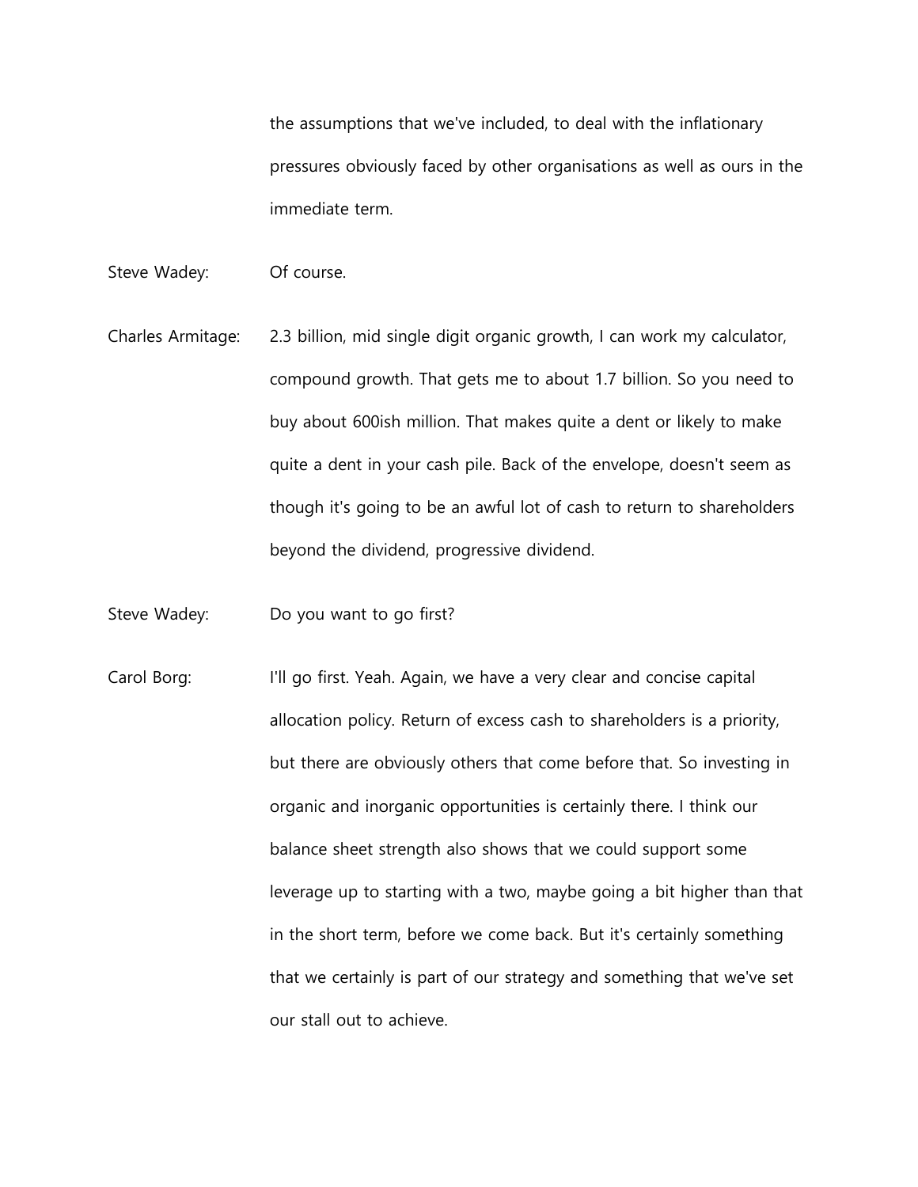the assumptions that we've included, to deal with the inflationary pressures obviously faced by other organisations as well as ours in the immediate term.

Steve Wadey: Of course.

Charles Armitage: 2.3 billion, mid single digit organic growth, I can work my calculator, compound growth. That gets me to about 1.7 billion. So you need to buy about 600ish million. That makes quite a dent or likely to make quite a dent in your cash pile. Back of the envelope, doesn't seem as though it's going to be an awful lot of cash to return to shareholders beyond the dividend, progressive dividend.

Steve Wadey: Do you want to go first?

Carol Borg: I'll go first. Yeah. Again, we have a very clear and concise capital allocation policy. Return of excess cash to shareholders is a priority, but there are obviously others that come before that. So investing in organic and inorganic opportunities is certainly there. I think our balance sheet strength also shows that we could support some leverage up to starting with a two, maybe going a bit higher than that in the short term, before we come back. But it's certainly something that we certainly is part of our strategy and something that we've set our stall out to achieve.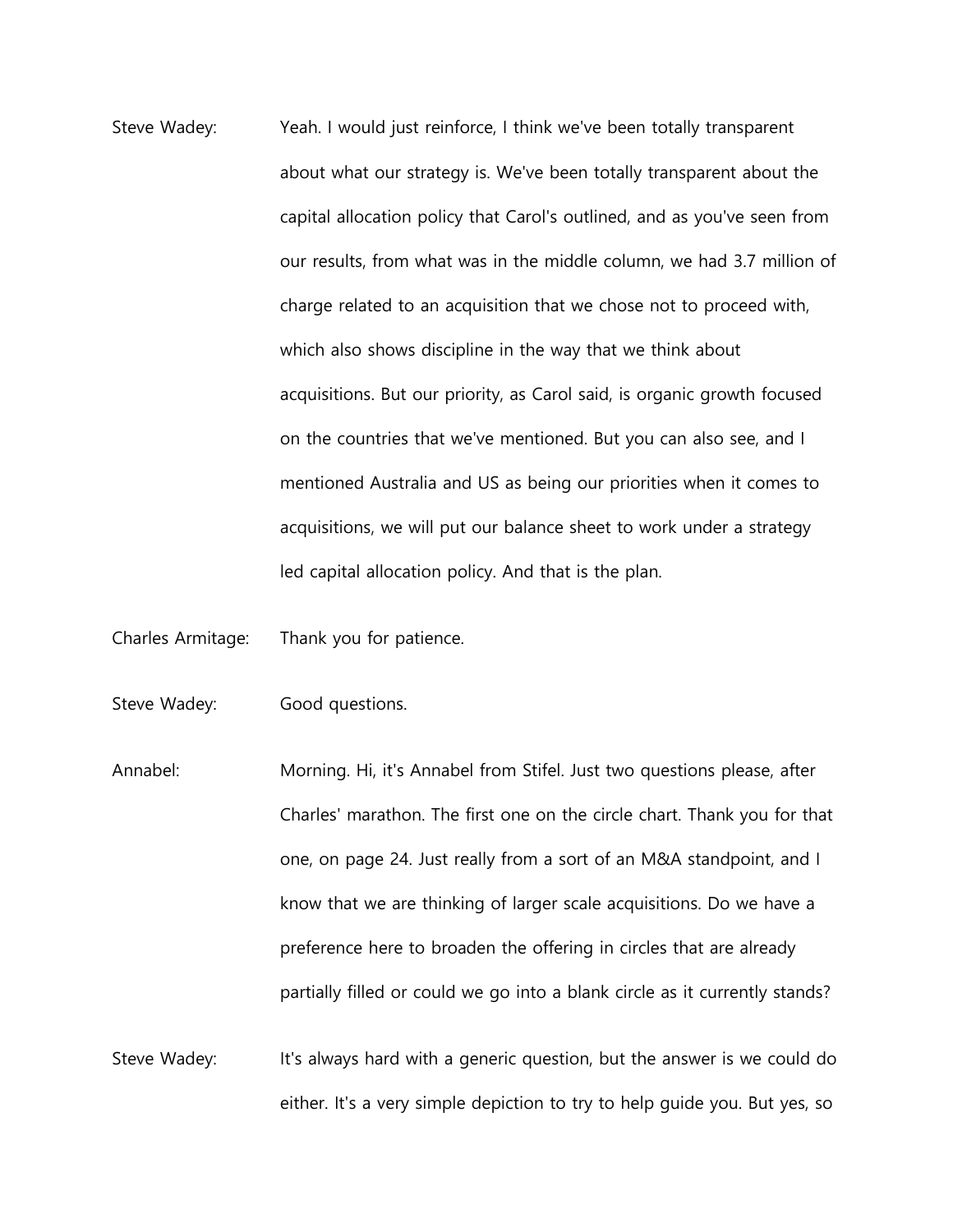Steve Wadey: Yeah. I would just reinforce, I think we've been totally transparent about what our strategy is. We've been totally transparent about the capital allocation policy that Carol's outlined, and as you've seen from our results, from what was in the middle column, we had 3.7 million of charge related to an acquisition that we chose not to proceed with, which also shows discipline in the way that we think about acquisitions. But our priority, as Carol said, is organic growth focused on the countries that we've mentioned. But you can also see, and I mentioned Australia and US as being our priorities when it comes to acquisitions, we will put our balance sheet to work under a strategy led capital allocation policy. And that is the plan.

Charles Armitage: Thank you for patience.

Steve Wadey: Good questions.

Annabel: Morning. Hi, it's Annabel from Stifel. Just two questions please, after Charles' marathon. The first one on the circle chart. Thank you for that one, on page 24. Just really from a sort of an M&A standpoint, and I know that we are thinking of larger scale acquisitions. Do we have a preference here to broaden the offering in circles that are already partially filled or could we go into a blank circle as it currently stands?

Steve Wadey: It's always hard with a generic question, but the answer is we could do either. It's a very simple depiction to try to help guide you. But yes, so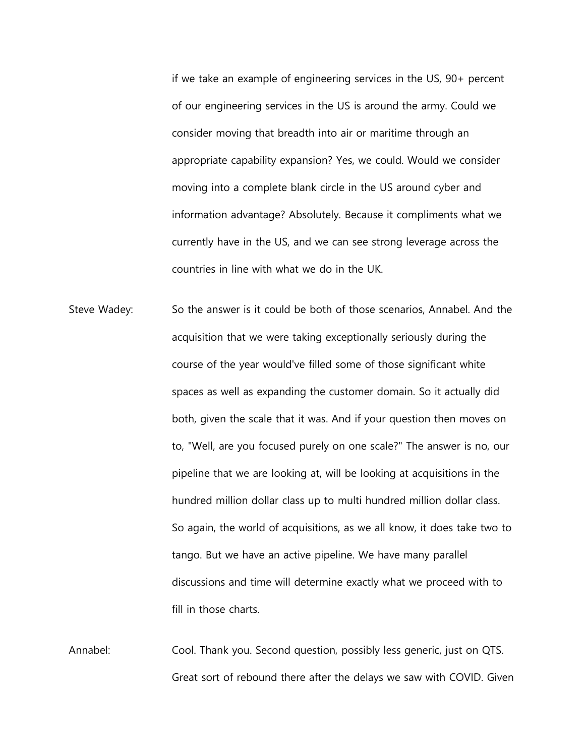if we take an example of engineering services in the US, 90+ percent of our engineering services in the US is around the army. Could we consider moving that breadth into air or maritime through an appropriate capability expansion? Yes, we could. Would we consider moving into a complete blank circle in the US around cyber and information advantage? Absolutely. Because it compliments what we currently have in the US, and we can see strong leverage across the countries in line with what we do in the UK.

Steve Wadey: So the answer is it could be both of those scenarios, Annabel. And the acquisition that we were taking exceptionally seriously during the course of the year would've filled some of those significant white spaces as well as expanding the customer domain. So it actually did both, given the scale that it was. And if your question then moves on to, "Well, are you focused purely on one scale?" The answer is no, our pipeline that we are looking at, will be looking at acquisitions in the hundred million dollar class up to multi hundred million dollar class. So again, the world of acquisitions, as we all know, it does take two to tango. But we have an active pipeline. We have many parallel discussions and time will determine exactly what we proceed with to fill in those charts.

Annabel: Cool. Thank you. Second question, possibly less generic, just on QTS. Great sort of rebound there after the delays we saw with COVID. Given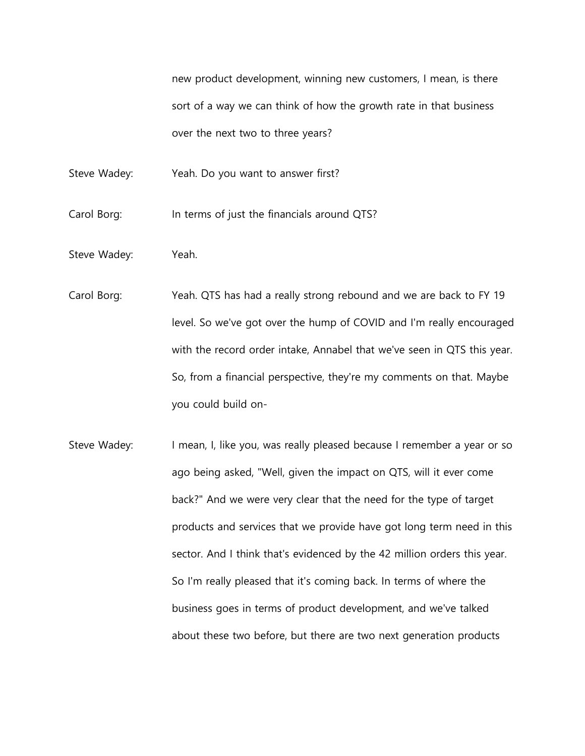new product development, winning new customers, I mean, is there sort of a way we can think of how the growth rate in that business over the next two to three years?

Steve Wadey: Yeah. Do you want to answer first?

Carol Borg: In terms of just the financials around QTS?

Steve Wadey: Yeah.

Carol Borg: Yeah. QTS has had a really strong rebound and we are back to FY 19 level. So we've got over the hump of COVID and I'm really encouraged with the record order intake, Annabel that we've seen in QTS this year. So, from a financial perspective, they're my comments on that. Maybe you could build on-

Steve Wadey: I mean, I, like you, was really pleased because I remember a year or so ago being asked, "Well, given the impact on QTS, will it ever come back?" And we were very clear that the need for the type of target products and services that we provide have got long term need in this sector. And I think that's evidenced by the 42 million orders this year. So I'm really pleased that it's coming back. In terms of where the business goes in terms of product development, and we've talked about these two before, but there are two next generation products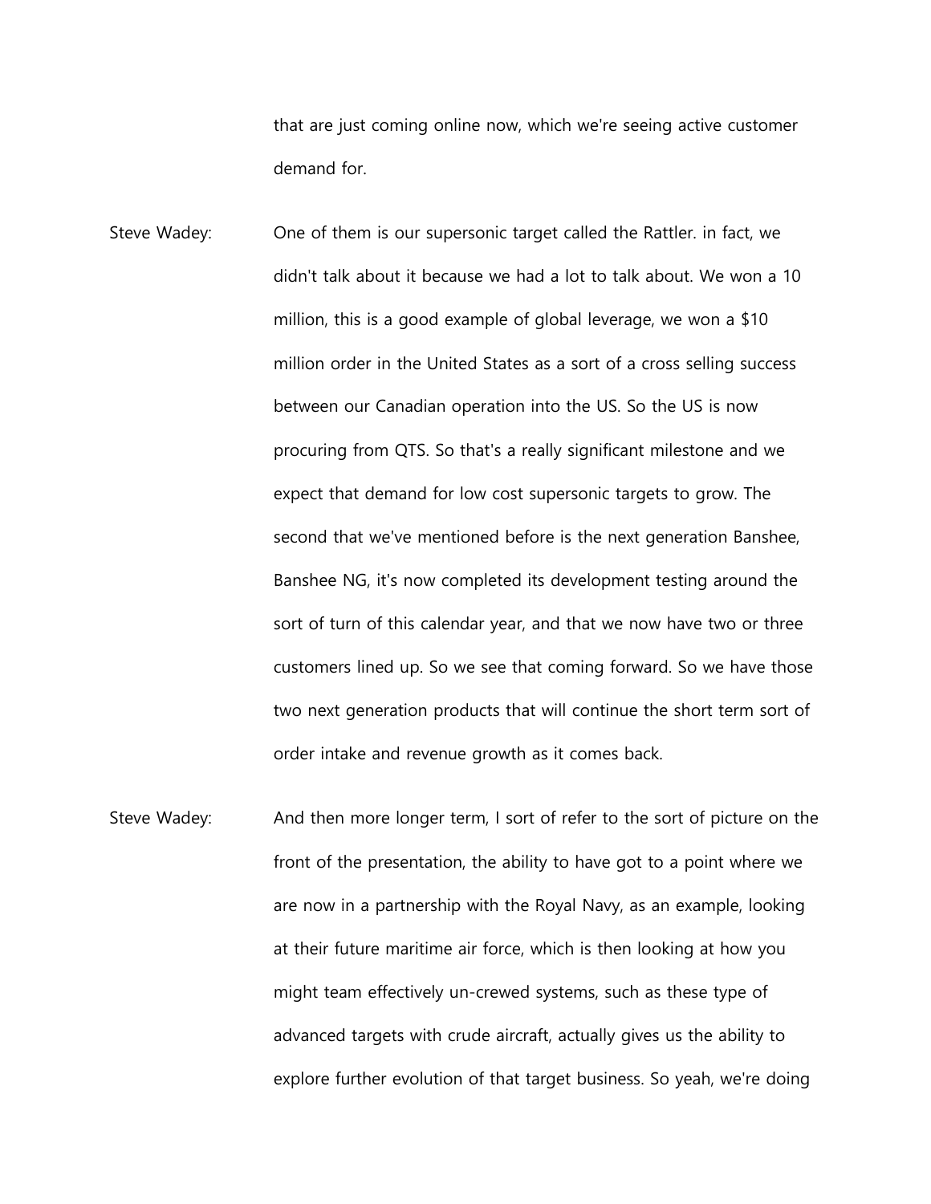that are just coming online now, which we're seeing active customer demand for.

Steve Wadey: One of them is our supersonic target called the Rattler. in fact, we didn't talk about it because we had a lot to talk about. We won a 10 million, this is a good example of global leverage, we won a $10 million order in the United States as a sort of a cross selling success between our Canadian operation into the US. So the US is now procuring from QTS. So that's a really significant milestone and we expect that demand for low cost supersonic targets to grow. The second that we've mentioned before is the next generation Banshee, Banshee NG, it's now completed its development testing around the sort of turn of this calendar year, and that we now have two or three customers lined up. So we see that coming forward. So we have those two next generation products that will continue the short term sort of order intake and revenue growth as it comes back.

Steve Wadey: And then more longer term, I sort of refer to the sort of picture on the front of the presentation, the ability to have got to a point where we are now in a partnership with the Royal Navy, as an example, looking at their future maritime air force, which is then looking at how you might team effectively un-crewed systems, such as these type of advanced targets with crude aircraft, actually gives us the ability to explore further evolution of that target business. So yeah, we're doing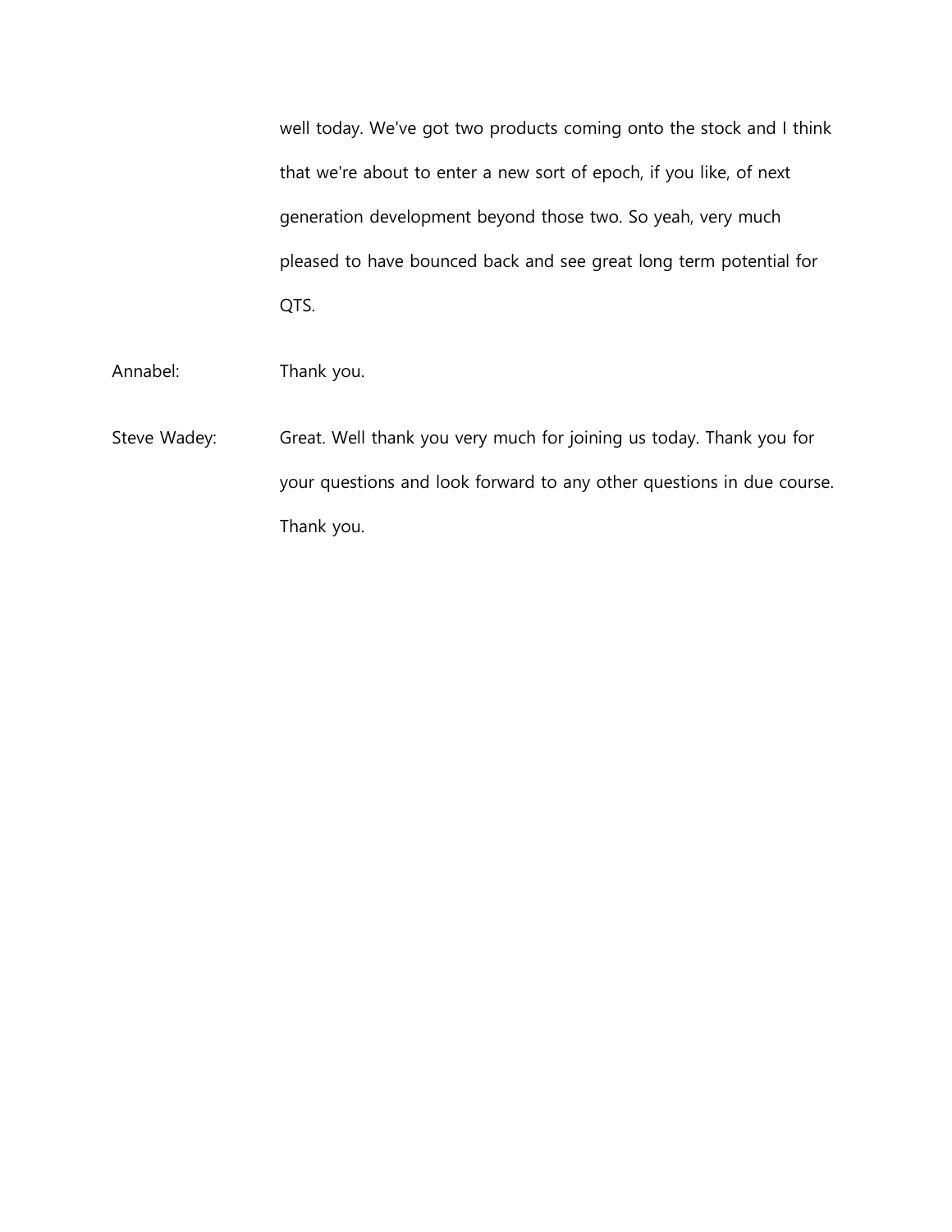well today. We've got two products coming onto the stock and I think that we're about to enter a new sort of epoch, if you like, of next generation development beyond those two. So yeah, very much pleased to have bounced back and see great long term potential for QTS.

Annabel: Thank you.

Steve Wadey: Great. Well thank you very much for joining us today. Thank you for your questions and look forward to any other questions in due course. Thank you.